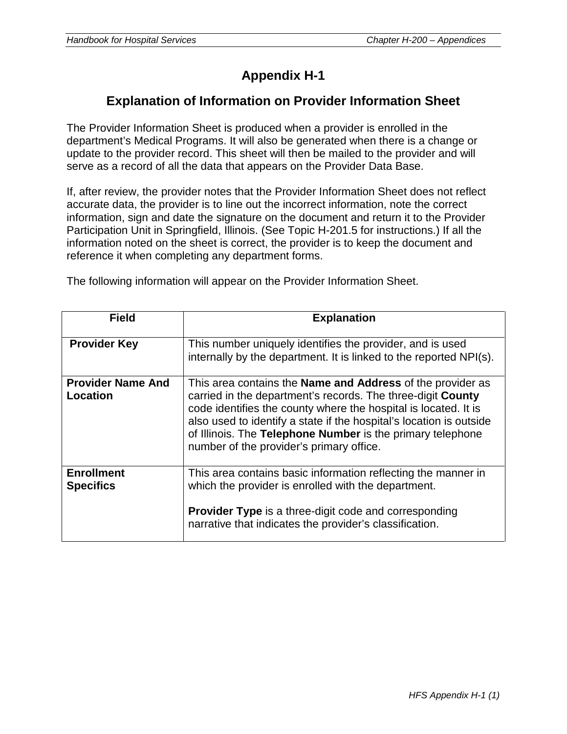# Appendix H-1

## Explanation of Information on Provider Information Sheet

The Provider Information Sheet is produced when a provider is enrolled in the department's Medical Programs. It will also be generated when there is a change or update to the provider record. This sheet will then be mailed to the provider and will serve as a record of all the data that appears on the Provider Data Base.

If, after review, the provider notes that the Provider Information Sheet does not reflect accurate data, the provider is to line out the incorrect information, note the correct information, sign and date the signature on the document and return it to the Provider Participation Unit in Springfield, Illinois. (See Topic H-201.5 for instructions.) If all the information noted on the sheet is correct, the provider is to keep the document and reference it when completing any department forms.

The following information will appear on the Provider Information Sheet.

| Field | Explanation |
|---|---|
| **Provider Key** | This number uniquely identifies the provider, and is used internally by the department. It is linked to the reported NPI(s). |
| **Provider Name And Location** | This area contains the **Name and Address** of the provider as carried in the department's records. The three-digit **County** code identifies the county where the hospital is located. It is also used to identify a state if the hospital's location is outside of Illinois. The **Telephone Number** is the primary telephone number of the provider's primary office. |
| **Enrollment Specifics** | This area contains basic information reflecting the manner in which the provider is enrolled with the department.<br><br>**Provider Type** is a three-digit code and corresponding narrative that indicates the provider's classification. |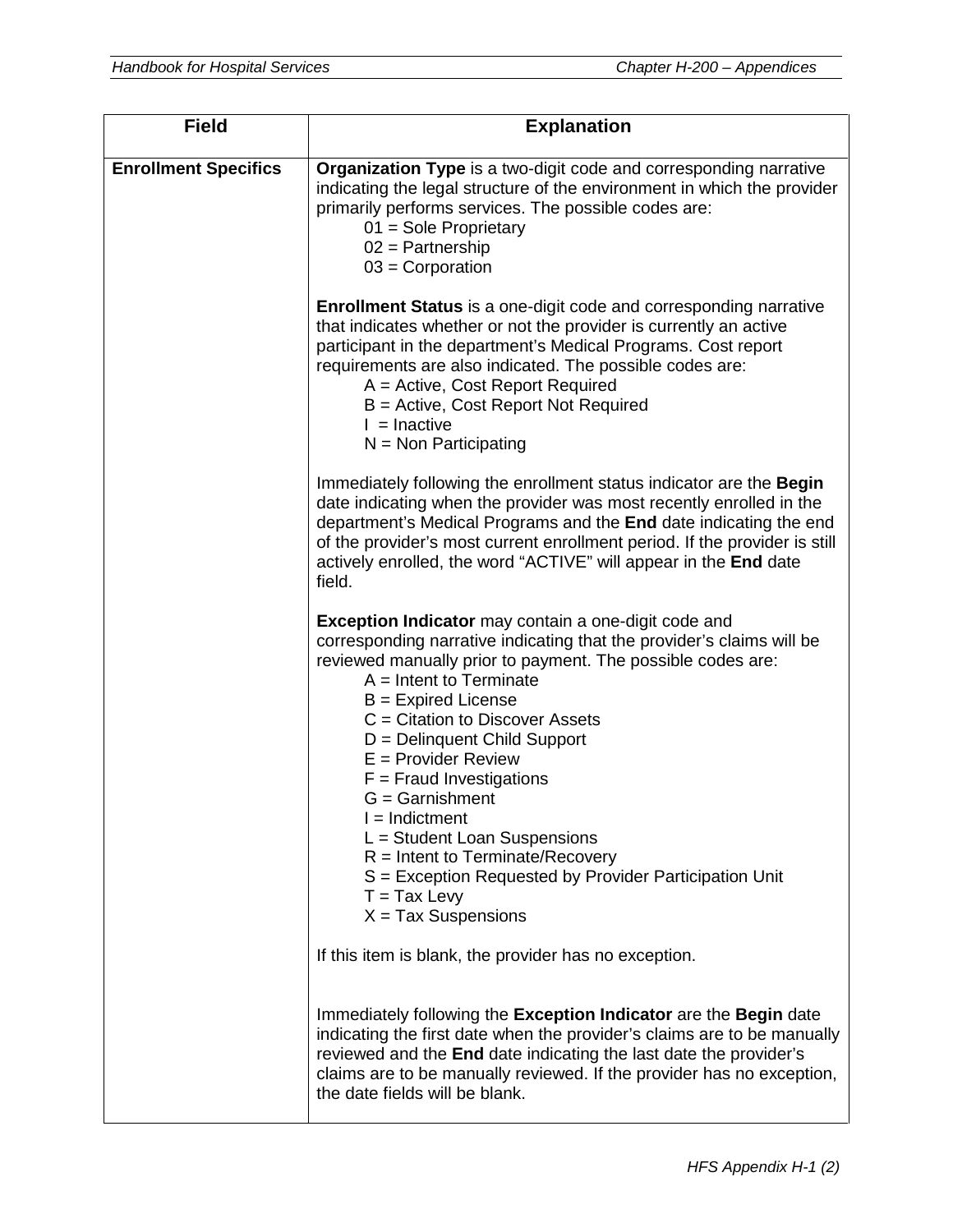| Field | Explanation |
| --- | --- |
| **Enrollment Specifics** | **Organization Type** is a two-digit code and corresponding narrative indicating the legal structure of the environment in which the provider primarily performs services. The possible codes are:<br>01 = Sole Proprietary<br>02 = Partnership<br>03 = Corporation<br><br>**Enrollment Status** is a one-digit code and corresponding narrative that indicates whether or not the provider is currently an active participant in the department's Medical Programs. Cost report requirements are also indicated. The possible codes are:<br>A = Active, Cost Report Required<br>B = Active, Cost Report Not Required<br>I = Inactive<br>N = Non Participating<br><br>Immediately following the enrollment status indicator are the **Begin** date indicating when the provider was most recently enrolled in the department's Medical Programs and the **End** date indicating the end of the provider's most current enrollment period. If the provider is still actively enrolled, the word "ACTIVE" will appear in the **End** date field.<br><br>**Exception Indicator** may contain a one-digit code and corresponding narrative indicating that the provider's claims will be reviewed manually prior to payment. The possible codes are:<br>A = Intent to Terminate<br>B = Expired License<br>C = Citation to Discover Assets<br>D = Delinquent Child Support<br>E = Provider Review<br>F = Fraud Investigations<br>G = Garnishment<br>I = Indictment<br>L = Student Loan Suspensions<br>R = Intent to Terminate/Recovery<br>S = Exception Requested by Provider Participation Unit<br>T = Tax Levy<br>X = Tax Suspensions<br><br>If this item is blank, the provider has no exception.<br><br>Immediately following the **Exception Indicator** are the **Begin** date indicating the first date when the provider's claims are to be manually reviewed and the **End** date indicating the last date the provider's claims are to be manually reviewed. If the provider has no exception, the date fields will be blank. |

HFS Appendix H-1 (2)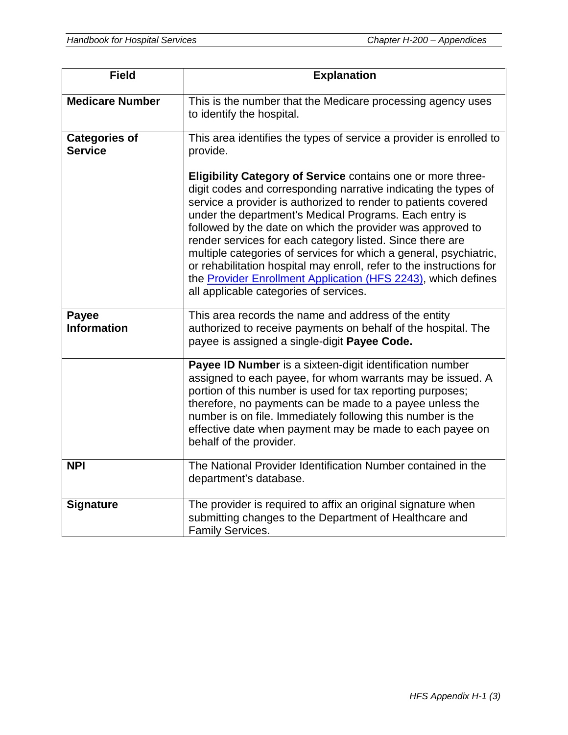| Field | Explanation |
|---|---|
| **Medicare Number** | This is the number that the Medicare processing agency uses to identify the hospital. |
| **Categories of Service** | This area identifies the types of service a provider is enrolled to provide.<br><br>**Eligibility Category of Service** contains one or more three-digit codes and corresponding narrative indicating the types of service a provider is authorized to render to patients covered under the department's Medical Programs. Each entry is followed by the date on which the provider was approved to render services for each category listed. Since there are multiple categories of services for which a general, psychiatric, or rehabilitation hospital may enroll, refer to the instructions for the Provider Enrollment Application (HFS 2243), which defines all applicable categories of services. |
| **Payee Information** | This area records the name and address of the entity authorized to receive payments on behalf of the hospital. The payee is assigned a single-digit **Payee Code.** |
| | **Payee ID Number** is a sixteen-digit identification number assigned to each payee, for whom warrants may be issued. A portion of this number is used for tax reporting purposes; therefore, no payments can be made to a payee unless the number is on file. Immediately following this number is the effective date when payment may be made to each payee on behalf of the provider. |
| **NPI** | The National Provider Identification Number contained in the department's database. |
| **Signature** | The provider is required to affix an original signature when submitting changes to the Department of Healthcare and Family Services. |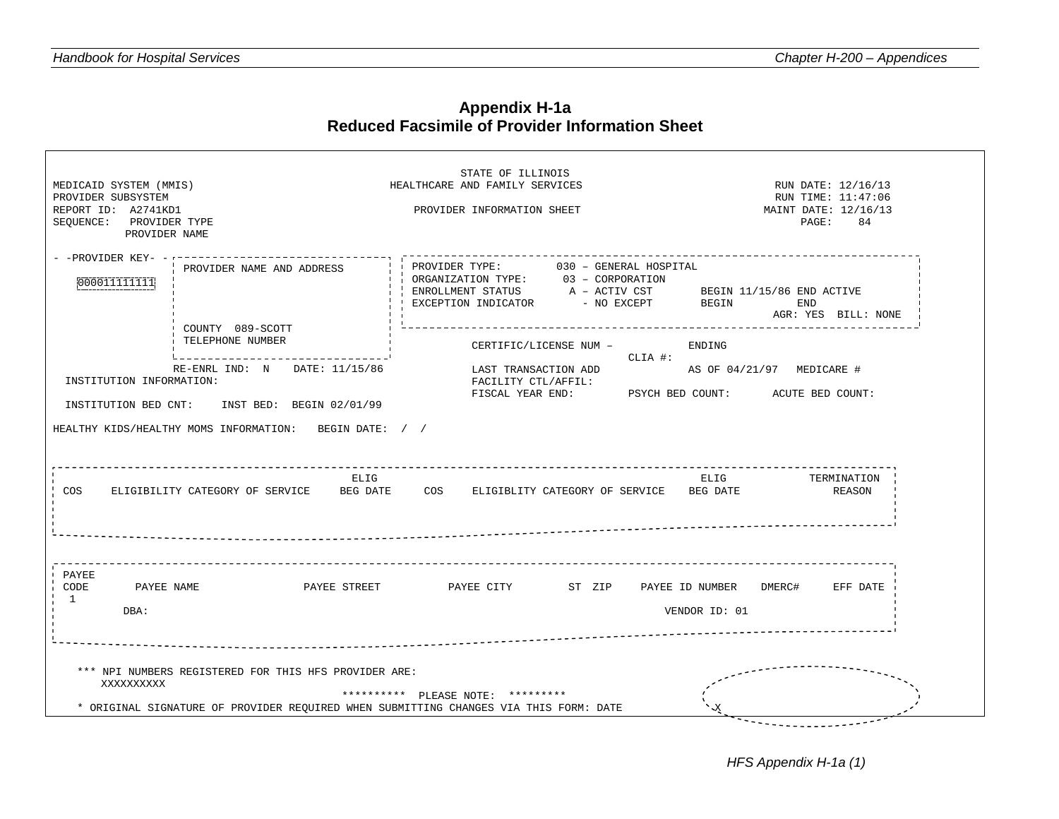# Appendix H-1a
## Reduced Facsimile of Provider Information Sheet

```
                                                        STATE OF ILLINOIS
MEDICAID SYSTEM (MMIS)                           HEALTHCARE AND FAMILY SERVICES                              RUN DATE: 12/16/13
PROVIDER SUBSYSTEM                                                                                           RUN TIME: 11:47:06
REPORT ID:  A2741KD1                                PROVIDER INFORMATION SHEET                              MAINT DATE: 12/16/13
SEQUENCE:   PROVIDER TYPE                                                                                    PAGE:    84
            PROVIDER NAME

- -PROVIDER KEY- -   PROVIDER NAME AND ADDRESS        PROVIDER TYPE:        030 – GENERAL HOSPITAL
                                                      ORGANIZATION TYPE:     03 – CORPORATION
  000011111111                                        ENROLLMENT STATUS       A – ACTIV CST       BEGIN 11/15/86 END ACTIVE
                                                      EXCEPTION INDICATOR       - NO EXCEPT       BEGIN          END
                                                                                                             AGR: YES  BILL: NONE
                     COUNTY  089-SCOTT
                     TELEPHONE NUMBER
                                                           CERTIFIC/LICENSE NUM –              ENDING
                                                                                     CLIA #:
                     RE-ENRL IND:  N    DATE: 11/15/86     LAST TRANSACTION ADD                AS OF 04/21/97   MEDICARE #
  INSTITUTION INFORMATION:                                 FACILITY CTL/AFFIL:
                                                           FISCAL YEAR END:        PSYCH BED COUNT:      ACUTE BED COUNT:
  INSTITUTION BED CNT:    INST BED:  BEGIN 02/01/99

HEALTHY KIDS/HEALTHY MOMS INFORMATION:   BEGIN DATE:  /  /

                                               ELIG                                                ELIG            TERMINATION
 COS    ELIGIBILITY CATEGORY OF SERVICE    BEG DATE     COS    ELIGIBLITY CATEGORY OF SERVICE    BEG DATE             REASON

 PAYEE
 CODE       PAYEE NAME              PAYEE STREET         PAYEE CITY        ST  ZIP    PAYEE ID NUMBER   DMERC#     EFF DATE
  1
         DBA:                                                                          VENDOR ID: 01

    *** NPI NUMBERS REGISTERED FOR THIS HFS PROVIDER ARE:
        XXXXXXXXXX
                                         **********  PLEASE NOTE:  *********
    * ORIGINAL SIGNATURE OF PROVIDER REQUIRED WHEN SUBMITTING CHANGES VIA THIS FORM: DATE          X
```

HFS Appendix H-1a (1)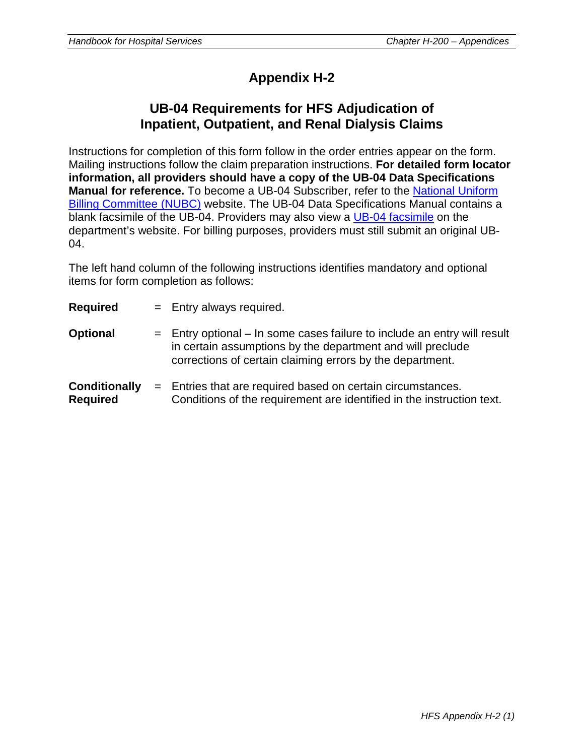# Appendix H-2

## UB-04 Requirements for HFS Adjudication of Inpatient, Outpatient, and Renal Dialysis Claims

Instructions for completion of this form follow in the order entries appear on the form. Mailing instructions follow the claim preparation instructions. **For detailed form locator information, all providers should have a copy of the UB-04 Data Specifications Manual for reference.** To become a UB-04 Subscriber, refer to the National Uniform Billing Committee (NUBC) website. The UB-04 Data Specifications Manual contains a blank facsimile of the UB-04. Providers may also view a UB-04 facsimile on the department's website. For billing purposes, providers must still submit an original UB-04.

The left hand column of the following instructions identifies mandatory and optional items for form completion as follows:

| | | |
|---|---|---|
| **Required** | = | Entry always required. |
| **Optional** | = | Entry optional – In some cases failure to include an entry will result in certain assumptions by the department and will preclude corrections of certain claiming errors by the department. |
| **Conditionally Required** | = | Entries that are required based on certain circumstances. Conditions of the requirement are identified in the instruction text. |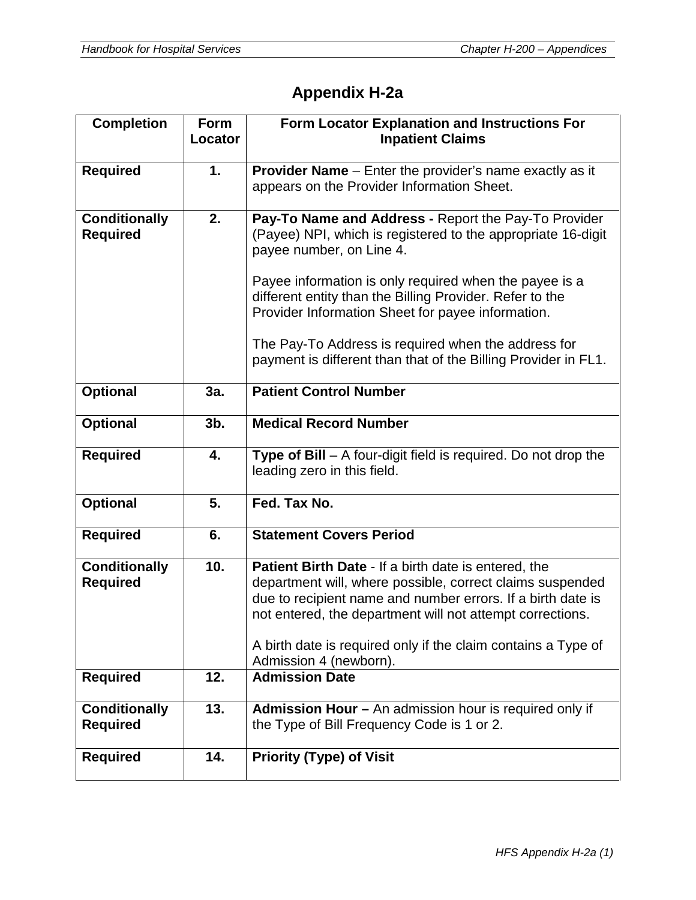# Appendix H-2a

| Completion | Form Locator | Form Locator Explanation and Instructions For Inpatient Claims |
|---|---|---|
| **Required** | **1.** | **Provider Name** – Enter the provider's name exactly as it appears on the Provider Information Sheet. |
| **Conditionally Required** | **2.** | **Pay-To Name and Address -** Report the Pay-To Provider (Payee) NPI, which is registered to the appropriate 16-digit payee number, on Line 4.<br><br>Payee information is only required when the payee is a different entity than the Billing Provider. Refer to the Provider Information Sheet for payee information.<br><br>The Pay-To Address is required when the address for payment is different than that of the Billing Provider in FL1. |
| **Optional** | **3a.** | **Patient Control Number** |
| **Optional** | **3b.** | **Medical Record Number** |
| **Required** | **4.** | **Type of Bill** – A four-digit field is required. Do not drop the leading zero in this field. |
| **Optional** | **5.** | **Fed. Tax No.** |
| **Required** | **6.** | **Statement Covers Period** |
| **Conditionally Required** | **10.** | **Patient Birth Date** - If a birth date is entered, the department will, where possible, correct claims suspended due to recipient name and number errors. If a birth date is not entered, the department will not attempt corrections.<br><br>A birth date is required only if the claim contains a Type of Admission 4 (newborn). |
| **Required** | **12.** | **Admission Date** |
| **Conditionally Required** | **13.** | **Admission Hour –** An admission hour is required only if the Type of Bill Frequency Code is 1 or 2. |
| **Required** | **14.** | **Priority (Type) of Visit** |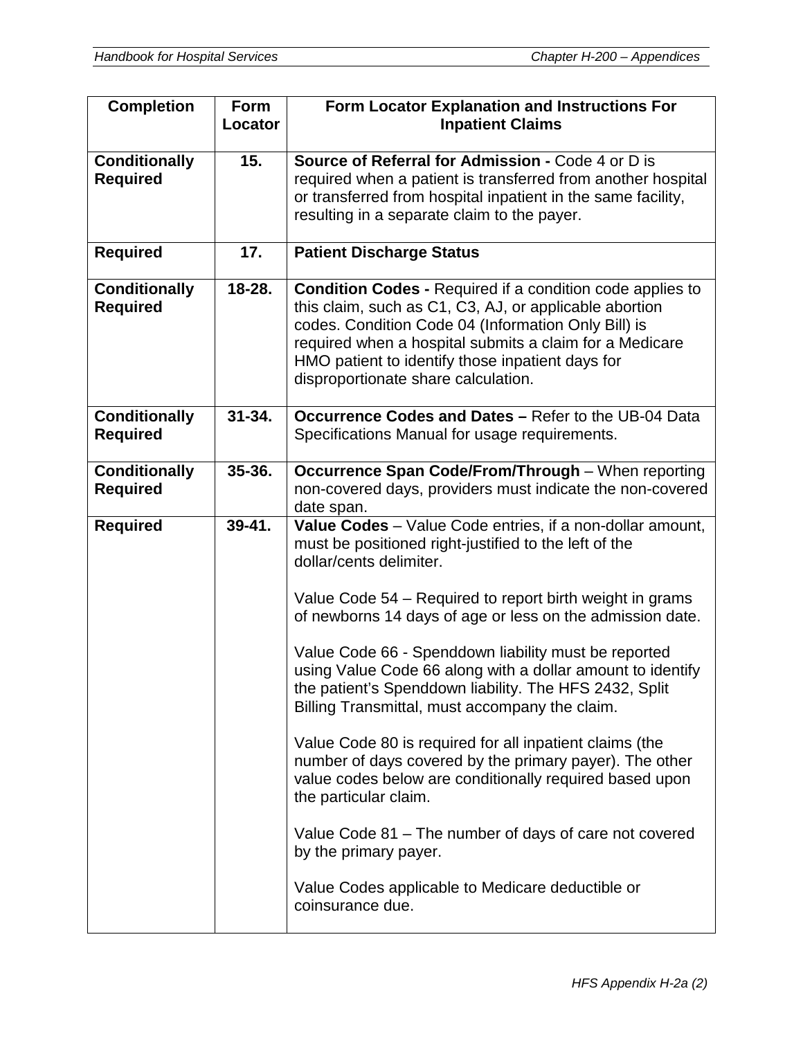| Completion | Form Locator | Form Locator Explanation and Instructions For Inpatient Claims |
|---|---|---|
| **Conditionally Required** | **15.** | **Source of Referral for Admission -** Code 4 or D is required when a patient is transferred from another hospital or transferred from hospital inpatient in the same facility, resulting in a separate claim to the payer. |
| **Required** | **17.** | **Patient Discharge Status** |
| **Conditionally Required** | **18-28.** | **Condition Codes -** Required if a condition code applies to this claim, such as C1, C3, AJ, or applicable abortion codes. Condition Code 04 (Information Only Bill) is required when a hospital submits a claim for a Medicare HMO patient to identify those inpatient days for disproportionate share calculation. |
| **Conditionally Required** | **31-34.** | **Occurrence Codes and Dates –** Refer to the UB-04 Data Specifications Manual for usage requirements. |
| **Conditionally Required** | **35-36.** | **Occurrence Span Code/From/Through** – When reporting non-covered days, providers must indicate the non-covered date span. |
| **Required** | **39-41.** | **Value Codes** – Value Code entries, if a non-dollar amount, must be positioned right-justified to the left of the dollar/cents delimiter.<br><br>Value Code 54 – Required to report birth weight in grams of newborns 14 days of age or less on the admission date.<br><br>Value Code 66 - Spenddown liability must be reported using Value Code 66 along with a dollar amount to identify the patient's Spenddown liability. The HFS 2432, Split Billing Transmittal, must accompany the claim.<br><br>Value Code 80 is required for all inpatient claims (the number of days covered by the primary payer). The other value codes below are conditionally required based upon the particular claim.<br><br>Value Code 81 – The number of days of care not covered by the primary payer.<br><br>Value Codes applicable to Medicare deductible or coinsurance due. |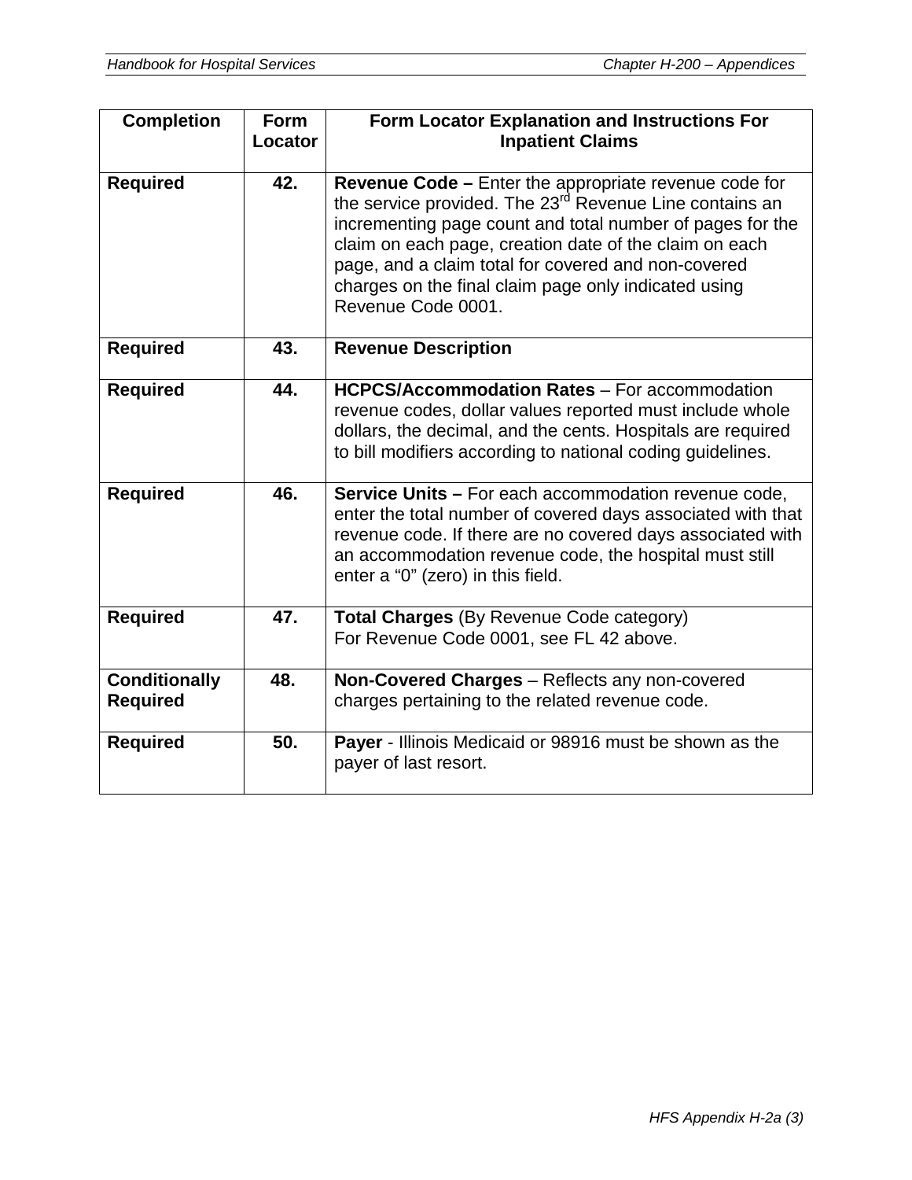| Completion | Form Locator | Form Locator Explanation and Instructions For Inpatient Claims |
|---|---|---|
| **Required** | **42.** | **Revenue Code –** Enter the appropriate revenue code for the service provided. The 23rd Revenue Line contains an incrementing page count and total number of pages for the claim on each page, creation date of the claim on each page, and a claim total for covered and non-covered charges on the final claim page only indicated using Revenue Code 0001. |
| **Required** | **43.** | **Revenue Description** |
| **Required** | **44.** | **HCPCS/Accommodation Rates** – For accommodation revenue codes, dollar values reported must include whole dollars, the decimal, and the cents. Hospitals are required to bill modifiers according to national coding guidelines. |
| **Required** | **46.** | **Service Units –** For each accommodation revenue code, enter the total number of covered days associated with that revenue code. If there are no covered days associated with an accommodation revenue code, the hospital must still enter a "0" (zero) in this field. |
| **Required** | **47.** | **Total Charges** (By Revenue Code category)<br>For Revenue Code 0001, see FL 42 above. |
| **Conditionally Required** | **48.** | **Non-Covered Charges** – Reflects any non-covered charges pertaining to the related revenue code. |
| **Required** | **50.** | **Payer** - Illinois Medicaid or 98916 must be shown as the payer of last resort. |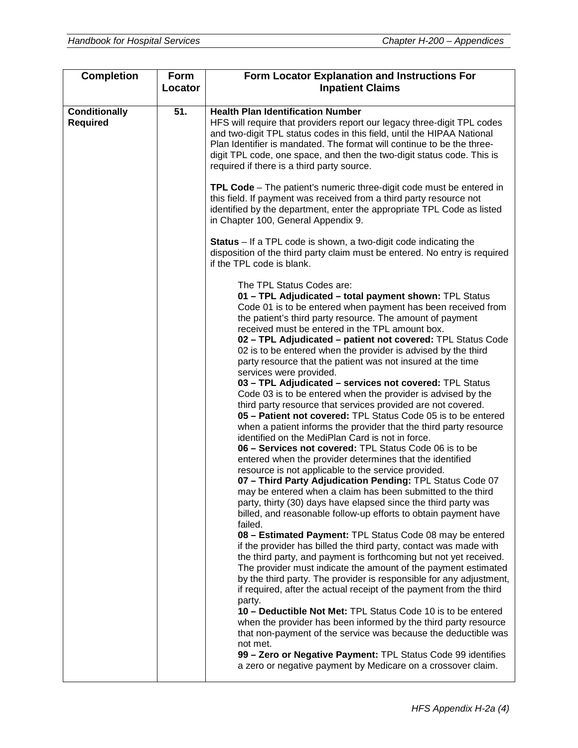| Completion | Form Locator | Form Locator Explanation and Instructions For Inpatient Claims |
|---|---|---|
| **Conditionally Required** | **51.** | **Health Plan Identification Number**<br>HFS will require that providers report our legacy three-digit TPL codes and two-digit TPL status codes in this field, until the HIPAA National Plan Identifier is mandated. The format will continue to be the three-digit TPL code, one space, and then the two-digit status code. This is required if there is a third party source.<br><br>**TPL Code** – The patient's numeric three-digit code must be entered in this field. If payment was received from a third party resource not identified by the department, enter the appropriate TPL Code as listed in Chapter 100, General Appendix 9.<br><br>**Status** – If a TPL code is shown, a two-digit code indicating the disposition of the third party claim must be entered. No entry is required if the TPL code is blank.<br><br>The TPL Status Codes are:<br>**01 – TPL Adjudicated – total payment shown:** TPL Status Code 01 is to be entered when payment has been received from the patient's third party resource. The amount of payment received must be entered in the TPL amount box.<br>**02 – TPL Adjudicated – patient not covered:** TPL Status Code 02 is to be entered when the provider is advised by the third party resource that the patient was not insured at the time services were provided.<br>**03 – TPL Adjudicated – services not covered:** TPL Status Code 03 is to be entered when the provider is advised by the third party resource that services provided are not covered.<br>**05 – Patient not covered:** TPL Status Code 05 is to be entered when a patient informs the provider that the third party resource identified on the MediPlan Card is not in force.<br>**06 – Services not covered:** TPL Status Code 06 is to be entered when the provider determines that the identified resource is not applicable to the service provided.<br>**07 – Third Party Adjudication Pending:** TPL Status Code 07 may be entered when a claim has been submitted to the third party, thirty (30) days have elapsed since the third party was billed, and reasonable follow-up efforts to obtain payment have failed.<br>**08 – Estimated Payment:** TPL Status Code 08 may be entered if the provider has billed the third party, contact was made with the third party, and payment is forthcoming but not yet received. The provider must indicate the amount of the payment estimated by the third party. The provider is responsible for any adjustment, if required, after the actual receipt of the payment from the third party.<br>**10 – Deductible Not Met:** TPL Status Code 10 is to be entered when the provider has been informed by the third party resource that non-payment of the service was because the deductible was not met.<br>**99 – Zero or Negative Payment:** TPL Status Code 99 identifies a zero or negative payment by Medicare on a crossover claim. |

HFS Appendix H-2a (4)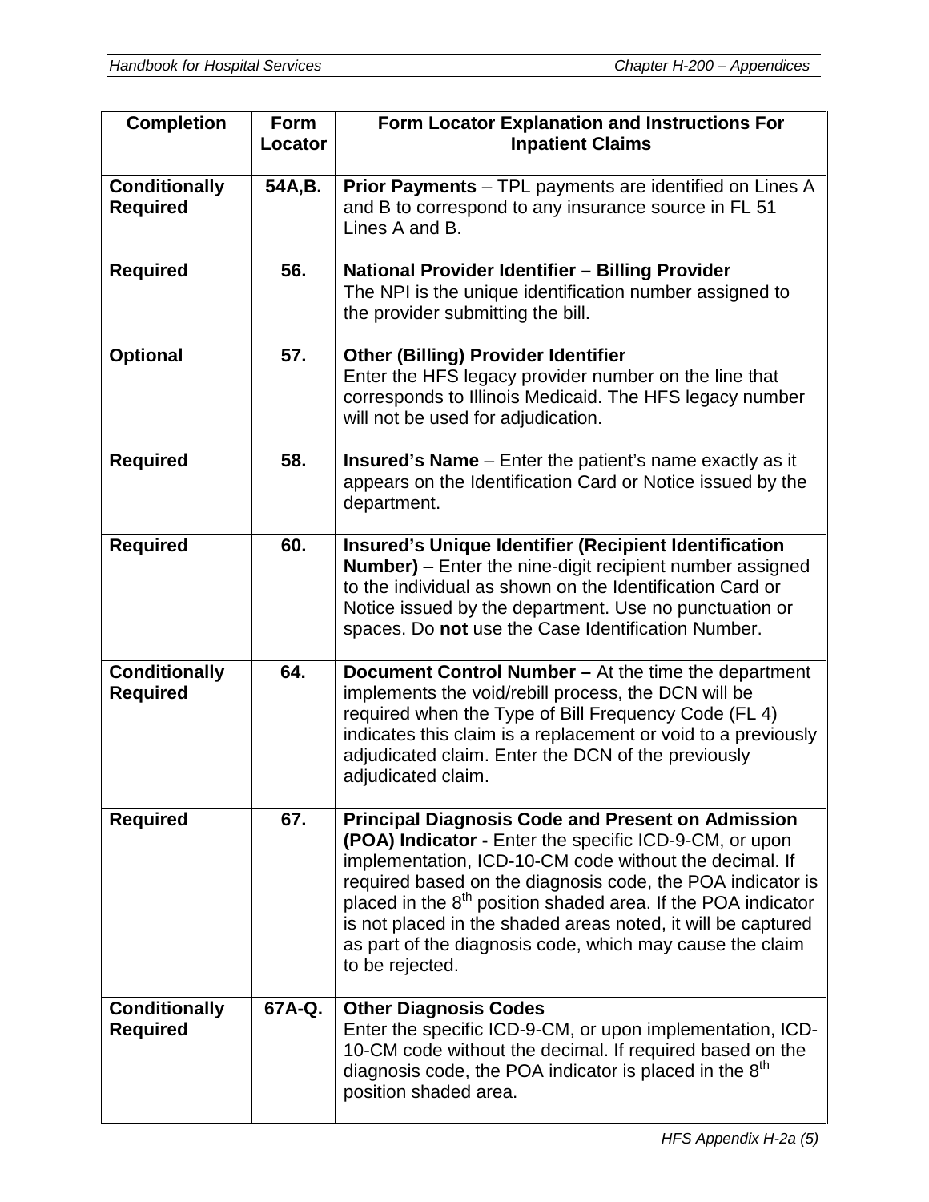| Completion | Form Locator | Form Locator Explanation and Instructions For Inpatient Claims |
|---|---|---|
| **Conditionally Required** | **54A,B.** | **Prior Payments** – TPL payments are identified on Lines A and B to correspond to any insurance source in FL 51 Lines A and B. |
| **Required** | **56.** | **National Provider Identifier – Billing Provider** The NPI is the unique identification number assigned to the provider submitting the bill. |
| **Optional** | **57.** | **Other (Billing) Provider Identifier** Enter the HFS legacy provider number on the line that corresponds to Illinois Medicaid. The HFS legacy number will not be used for adjudication. |
| **Required** | **58.** | **Insured's Name** – Enter the patient's name exactly as it appears on the Identification Card or Notice issued by the department. |
| **Required** | **60.** | **Insured's Unique Identifier (Recipient Identification Number)** – Enter the nine-digit recipient number assigned to the individual as shown on the Identification Card or Notice issued by the department. Use no punctuation or spaces. Do **not** use the Case Identification Number. |
| **Conditionally Required** | **64.** | **Document Control Number –** At the time the department implements the void/rebill process, the DCN will be required when the Type of Bill Frequency Code (FL 4) indicates this claim is a replacement or void to a previously adjudicated claim. Enter the DCN of the previously adjudicated claim. |
| **Required** | **67.** | **Principal Diagnosis Code and Present on Admission (POA) Indicator -** Enter the specific ICD-9-CM, or upon implementation, ICD-10-CM code without the decimal. If required based on the diagnosis code, the POA indicator is placed in the 8th position shaded area. If the POA indicator is not placed in the shaded areas noted, it will be captured as part of the diagnosis code, which may cause the claim to be rejected. |
| **Conditionally Required** | **67A-Q.** | **Other Diagnosis Codes** Enter the specific ICD-9-CM, or upon implementation, ICD-10-CM code without the decimal. If required based on the diagnosis code, the POA indicator is placed in the 8th position shaded area. |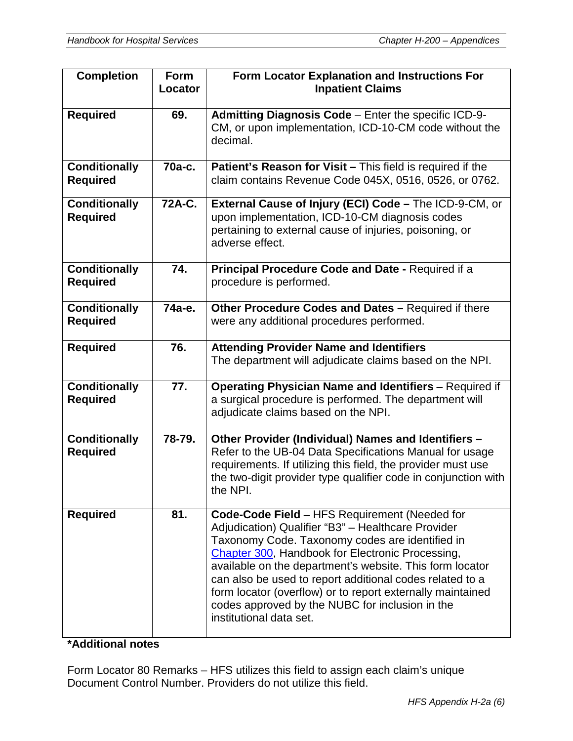| Completion | Form Locator | Form Locator Explanation and Instructions For Inpatient Claims |
|---|---|---|
| **Required** | **69.** | **Admitting Diagnosis Code** – Enter the specific ICD-9-CM, or upon implementation, ICD-10-CM code without the decimal. |
| **Conditionally Required** | **70a-c.** | **Patient's Reason for Visit –** This field is required if the claim contains Revenue Code 045X, 0516, 0526, or 0762. |
| **Conditionally Required** | **72A-C.** | **External Cause of Injury (ECI) Code –** The ICD-9-CM, or upon implementation, ICD-10-CM diagnosis codes pertaining to external cause of injuries, poisoning, or adverse effect. |
| **Conditionally Required** | **74.** | **Principal Procedure Code and Date -** Required if a procedure is performed. |
| **Conditionally Required** | **74a-e.** | **Other Procedure Codes and Dates –** Required if there were any additional procedures performed. |
| **Required** | **76.** | **Attending Provider Name and Identifiers** The department will adjudicate claims based on the NPI. |
| **Conditionally Required** | **77.** | **Operating Physician Name and Identifiers** – Required if a surgical procedure is performed. The department will adjudicate claims based on the NPI. |
| **Conditionally Required** | **78-79.** | **Other Provider (Individual) Names and Identifiers –** Refer to the UB-04 Data Specifications Manual for usage requirements. If utilizing this field, the provider must use the two-digit provider type qualifier code in conjunction with the NPI. |
| **Required** | **81.** | **Code-Code Field** – HFS Requirement (Needed for Adjudication) Qualifier "B3" – Healthcare Provider Taxonomy Code. Taxonomy codes are identified in Chapter 300, Handbook for Electronic Processing, available on the department's website. This form locator can also be used to report additional codes related to a form locator (overflow) or to report externally maintained codes approved by the NUBC for inclusion in the institutional data set. |

**\*Additional notes**

Form Locator 80 Remarks – HFS utilizes this field to assign each claim's unique Document Control Number. Providers do not utilize this field.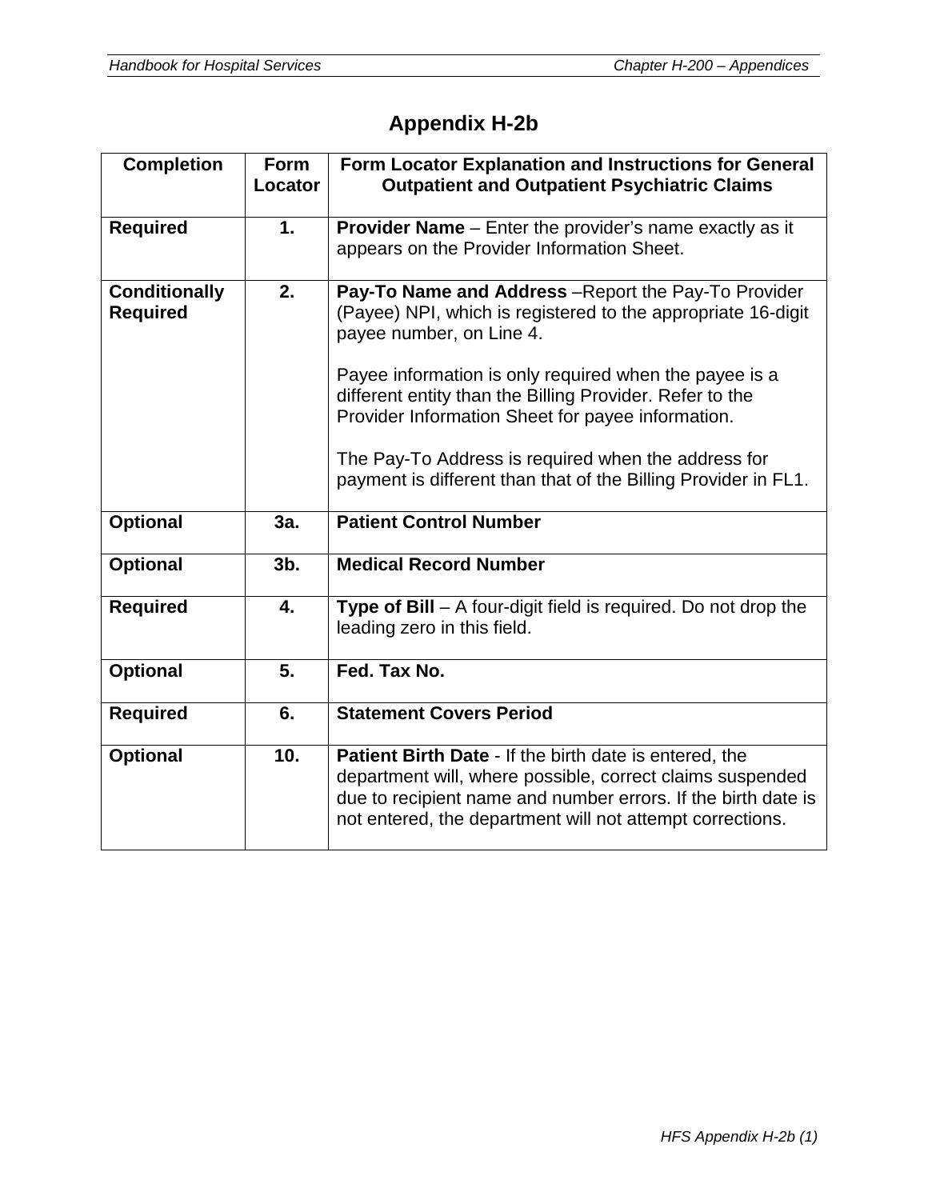# Appendix H-2b

| Completion | Form Locator | Form Locator Explanation and Instructions for General Outpatient and Outpatient Psychiatric Claims |
|---|---|---|
| **Required** | **1.** | **Provider Name** – Enter the provider's name exactly as it appears on the Provider Information Sheet. |
| **Conditionally Required** | **2.** | **Pay-To Name and Address** –Report the Pay-To Provider (Payee) NPI, which is registered to the appropriate 16-digit payee number, on Line 4.<br><br>Payee information is only required when the payee is a different entity than the Billing Provider. Refer to the Provider Information Sheet for payee information.<br><br>The Pay-To Address is required when the address for payment is different than that of the Billing Provider in FL1. |
| **Optional** | **3a.** | **Patient Control Number** |
| **Optional** | **3b.** | **Medical Record Number** |
| **Required** | **4.** | **Type of Bill** – A four-digit field is required. Do not drop the leading zero in this field. |
| **Optional** | **5.** | **Fed. Tax No.** |
| **Required** | **6.** | **Statement Covers Period** |
| **Optional** | **10.** | **Patient Birth Date** - If the birth date is entered, the department will, where possible, correct claims suspended due to recipient name and number errors. If the birth date is not entered, the department will not attempt corrections. |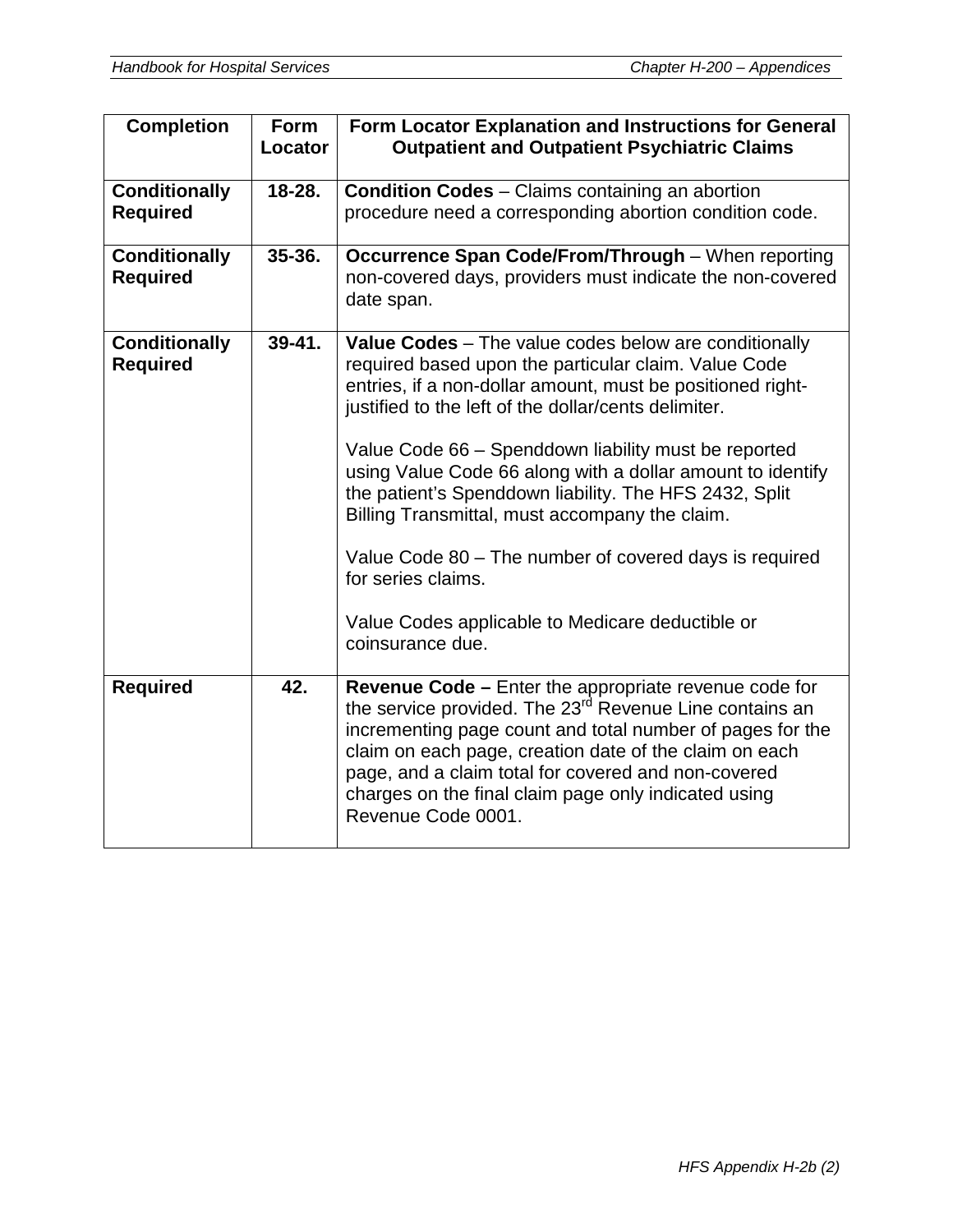| Completion | Form Locator | Form Locator Explanation and Instructions for General Outpatient and Outpatient Psychiatric Claims |
| --- | --- | --- |
| **Conditionally Required** | **18-28.** | **Condition Codes** – Claims containing an abortion procedure need a corresponding abortion condition code. |
| **Conditionally Required** | **35-36.** | **Occurrence Span Code/From/Through** – When reporting non-covered days, providers must indicate the non-covered date span. |
| **Conditionally Required** | **39-41.** | **Value Codes** – The value codes below are conditionally required based upon the particular claim. Value Code entries, if a non-dollar amount, must be positioned right-justified to the left of the dollar/cents delimiter.<br><br>Value Code 66 – Spenddown liability must be reported using Value Code 66 along with a dollar amount to identify the patient's Spenddown liability. The HFS 2432, Split Billing Transmittal, must accompany the claim.<br><br>Value Code 80 – The number of covered days is required for series claims.<br><br>Value Codes applicable to Medicare deductible or coinsurance due. |
| **Required** | **42.** | **Revenue Code –** Enter the appropriate revenue code for the service provided. The 23rd Revenue Line contains an incrementing page count and total number of pages for the claim on each page, creation date of the claim on each page, and a claim total for covered and non-covered charges on the final claim page only indicated using Revenue Code 0001. |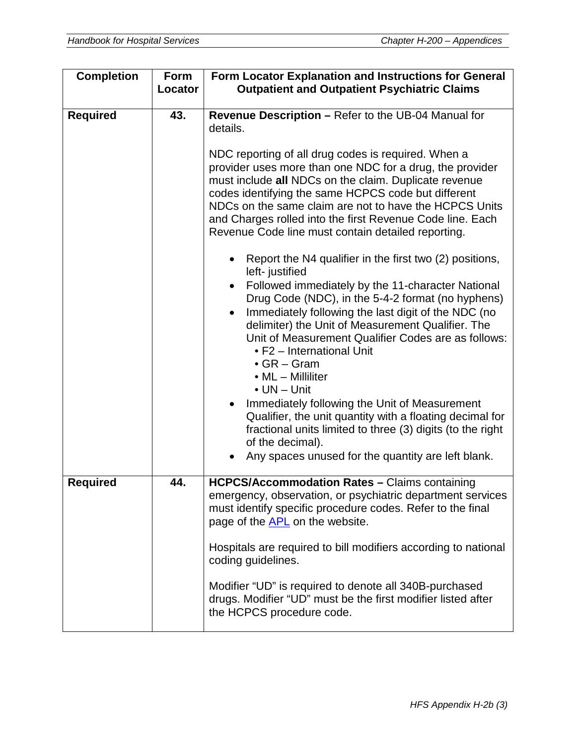| Completion | Form Locator | Form Locator Explanation and Instructions for General Outpatient and Outpatient Psychiatric Claims |
|---|---|---|
| Required | 43. | **Revenue Description –** Refer to the UB-04 Manual for details.<br><br>NDC reporting of all drug codes is required. When a provider uses more than one NDC for a drug, the provider must include **all** NDCs on the claim. Duplicate revenue codes identifying the same HCPCS code but different NDCs on the same claim are not to have the HCPCS Units and Charges rolled into the first Revenue Code line. Each Revenue Code line must contain detailed reporting.<br><br>• Report the N4 qualifier in the first two (2) positions, left- justified<br>• Followed immediately by the 11-character National Drug Code (NDC), in the 5-4-2 format (no hyphens)<br>• Immediately following the last digit of the NDC (no delimiter) the Unit of Measurement Qualifier. The Unit of Measurement Qualifier Codes are as follows:<br>  • F2 – International Unit<br>  • GR – Gram<br>  • ML – Milliliter<br>  • UN – Unit<br>• Immediately following the Unit of Measurement Qualifier, the unit quantity with a floating decimal for fractional units limited to three (3) digits (to the right of the decimal).<br>• Any spaces unused for the quantity are left blank. |
| Required | 44. | **HCPCS/Accommodation Rates –** Claims containing emergency, observation, or psychiatric department services must identify specific procedure codes. Refer to the final page of the APL on the website.<br><br>Hospitals are required to bill modifiers according to national coding guidelines.<br><br>Modifier "UD" is required to denote all 340B-purchased drugs. Modifier "UD" must be the first modifier listed after the HCPCS procedure code. |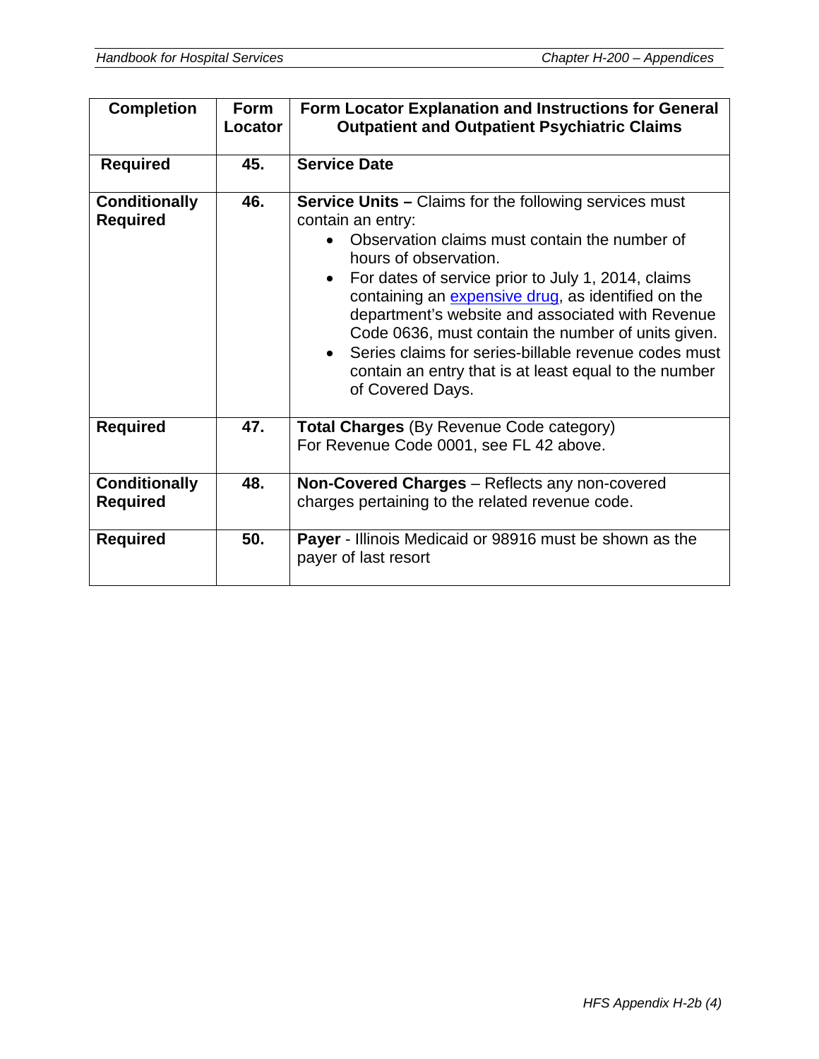| Completion | Form Locator | Form Locator Explanation and Instructions for General Outpatient and Outpatient Psychiatric Claims |
|---|---|---|
| **Required** | **45.** | **Service Date** |
| **Conditionally Required** | **46.** | **Service Units –** Claims for the following services must contain an entry:<br>• Observation claims must contain the number of hours of observation.<br>• For dates of service prior to July 1, 2014, claims containing an expensive drug, as identified on the department's website and associated with Revenue Code 0636, must contain the number of units given.<br>• Series claims for series-billable revenue codes must contain an entry that is at least equal to the number of Covered Days. |
| **Required** | **47.** | **Total Charges** (By Revenue Code category)<br>For Revenue Code 0001, see FL 42 above. |
| **Conditionally Required** | **48.** | **Non-Covered Charges** – Reflects any non-covered charges pertaining to the related revenue code. |
| **Required** | **50.** | **Payer** - Illinois Medicaid or 98916 must be shown as the payer of last resort |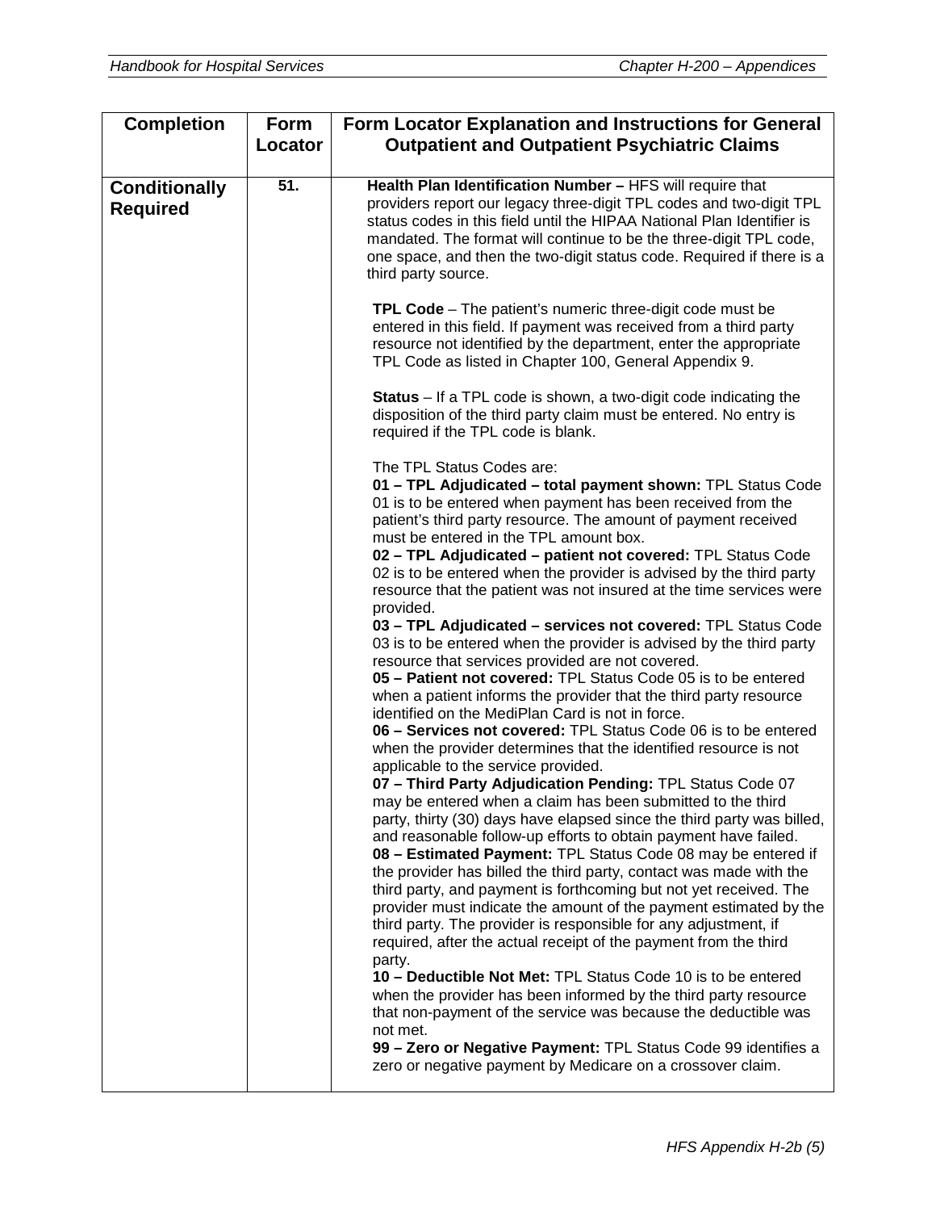| Completion | Form Locator | Form Locator Explanation and Instructions for General Outpatient and Outpatient Psychiatric Claims |
|---|---|---|
| **Conditionally Required** | 51. | **Health Plan Identification Number –** HFS will require that providers report our legacy three-digit TPL codes and two-digit TPL status codes in this field until the HIPAA National Plan Identifier is mandated. The format will continue to be the three-digit TPL code, one space, and then the two-digit status code. Required if there is a third party source.<br><br>**TPL Code** – The patient's numeric three-digit code must be entered in this field. If payment was received from a third party resource not identified by the department, enter the appropriate TPL Code as listed in Chapter 100, General Appendix 9.<br><br>**Status** – If a TPL code is shown, a two-digit code indicating the disposition of the third party claim must be entered. No entry is required if the TPL code is blank.<br><br>The TPL Status Codes are:<br>**01 – TPL Adjudicated – total payment shown:** TPL Status Code 01 is to be entered when payment has been received from the patient's third party resource. The amount of payment received must be entered in the TPL amount box.<br>**02 – TPL Adjudicated – patient not covered:** TPL Status Code 02 is to be entered when the provider is advised by the third party resource that the patient was not insured at the time services were provided.<br>**03 – TPL Adjudicated – services not covered:** TPL Status Code 03 is to be entered when the provider is advised by the third party resource that services provided are not covered.<br>**05 – Patient not covered:** TPL Status Code 05 is to be entered when a patient informs the provider that the third party resource identified on the MediPlan Card is not in force.<br>**06 – Services not covered:** TPL Status Code 06 is to be entered when the provider determines that the identified resource is not applicable to the service provided.<br>**07 – Third Party Adjudication Pending:** TPL Status Code 07 may be entered when a claim has been submitted to the third party, thirty (30) days have elapsed since the third party was billed, and reasonable follow-up efforts to obtain payment have failed.<br>**08 – Estimated Payment:** TPL Status Code 08 may be entered if the provider has billed the third party, contact was made with the third party, and payment is forthcoming but not yet received. The provider must indicate the amount of the payment estimated by the third party. The provider is responsible for any adjustment, if required, after the actual receipt of the payment from the third party.<br>**10 – Deductible Not Met:** TPL Status Code 10 is to be entered when the provider has been informed by the third party resource that non-payment of the service was because the deductible was not met.<br>**99 – Zero or Negative Payment:** TPL Status Code 99 identifies a zero or negative payment by Medicare on a crossover claim. |

HFS Appendix H-2b (5)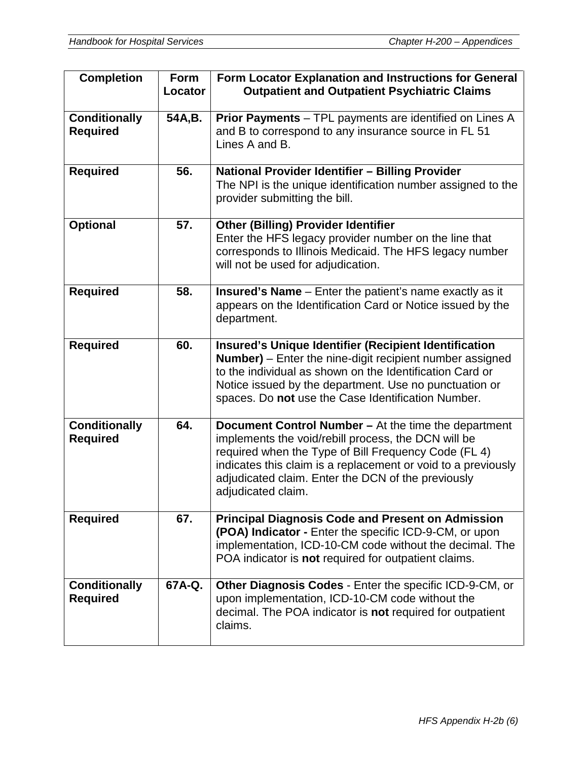| Completion | Form Locator | Form Locator Explanation and Instructions for General Outpatient and Outpatient Psychiatric Claims |
|---|---|---|
| **Conditionally Required** | **54A,B.** | **Prior Payments** – TPL payments are identified on Lines A and B to correspond to any insurance source in FL 51 Lines A and B. |
| **Required** | **56.** | **National Provider Identifier – Billing Provider** The NPI is the unique identification number assigned to the provider submitting the bill. |
| **Optional** | **57.** | **Other (Billing) Provider Identifier** Enter the HFS legacy provider number on the line that corresponds to Illinois Medicaid. The HFS legacy number will not be used for adjudication. |
| **Required** | **58.** | **Insured's Name** – Enter the patient's name exactly as it appears on the Identification Card or Notice issued by the department. |
| **Required** | **60.** | **Insured's Unique Identifier (Recipient Identification Number)** – Enter the nine-digit recipient number assigned to the individual as shown on the Identification Card or Notice issued by the department. Use no punctuation or spaces. Do **not** use the Case Identification Number. |
| **Conditionally Required** | **64.** | **Document Control Number –** At the time the department implements the void/rebill process, the DCN will be required when the Type of Bill Frequency Code (FL 4) indicates this claim is a replacement or void to a previously adjudicated claim. Enter the DCN of the previously adjudicated claim. |
| **Required** | **67.** | **Principal Diagnosis Code and Present on Admission (POA) Indicator -** Enter the specific ICD-9-CM, or upon implementation, ICD-10-CM code without the decimal. The POA indicator is **not** required for outpatient claims. |
| **Conditionally Required** | **67A-Q.** | **Other Diagnosis Codes** - Enter the specific ICD-9-CM, or upon implementation, ICD-10-CM code without the decimal. The POA indicator is **not** required for outpatient claims. |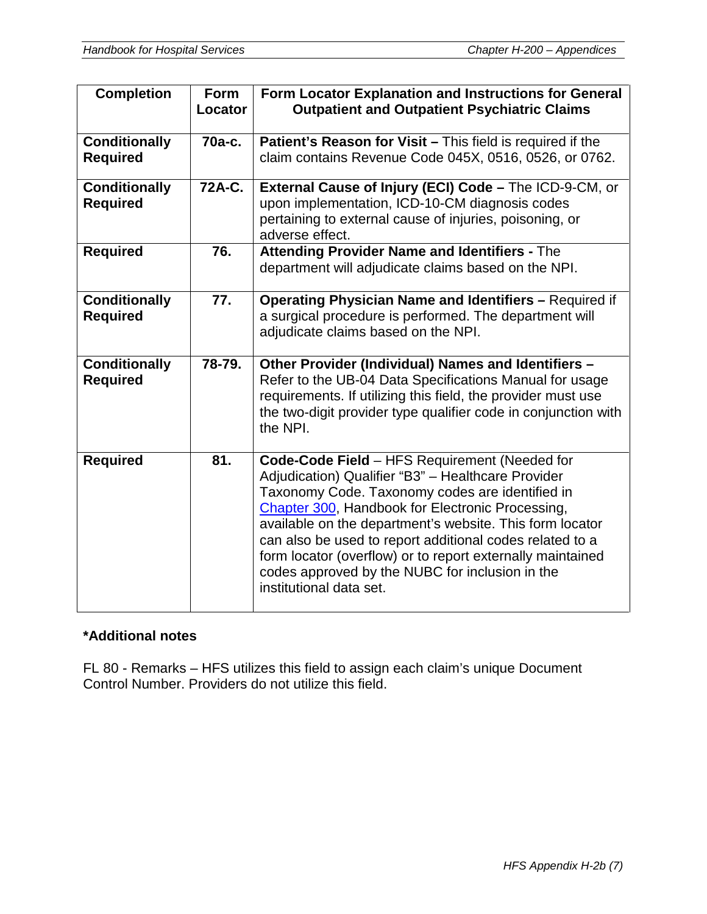| Completion | Form Locator | Form Locator Explanation and Instructions for General Outpatient and Outpatient Psychiatric Claims |
|---|---|---|
| **Conditionally Required** | **70a-c.** | **Patient's Reason for Visit –** This field is required if the claim contains Revenue Code 045X, 0516, 0526, or 0762. |
| **Conditionally Required** | **72A-C.** | **External Cause of Injury (ECI) Code –** The ICD-9-CM, or upon implementation, ICD-10-CM diagnosis codes pertaining to external cause of injuries, poisoning, or adverse effect. |
| **Required** | **76.** | **Attending Provider Name and Identifiers -** The department will adjudicate claims based on the NPI. |
| **Conditionally Required** | **77.** | **Operating Physician Name and Identifiers –** Required if a surgical procedure is performed. The department will adjudicate claims based on the NPI. |
| **Conditionally Required** | **78-79.** | **Other Provider (Individual) Names and Identifiers –** Refer to the UB-04 Data Specifications Manual for usage requirements. If utilizing this field, the provider must use the two-digit provider type qualifier code in conjunction with the NPI. |
| **Required** | **81.** | **Code-Code Field** – HFS Requirement (Needed for Adjudication) Qualifier "B3" – Healthcare Provider Taxonomy Code. Taxonomy codes are identified in Chapter 300, Handbook for Electronic Processing, available on the department's website. This form locator can also be used to report additional codes related to a form locator (overflow) or to report externally maintained codes approved by the NUBC for inclusion in the institutional data set. |

**\*Additional notes**

FL 80 - Remarks – HFS utilizes this field to assign each claim's unique Document Control Number. Providers do not utilize this field.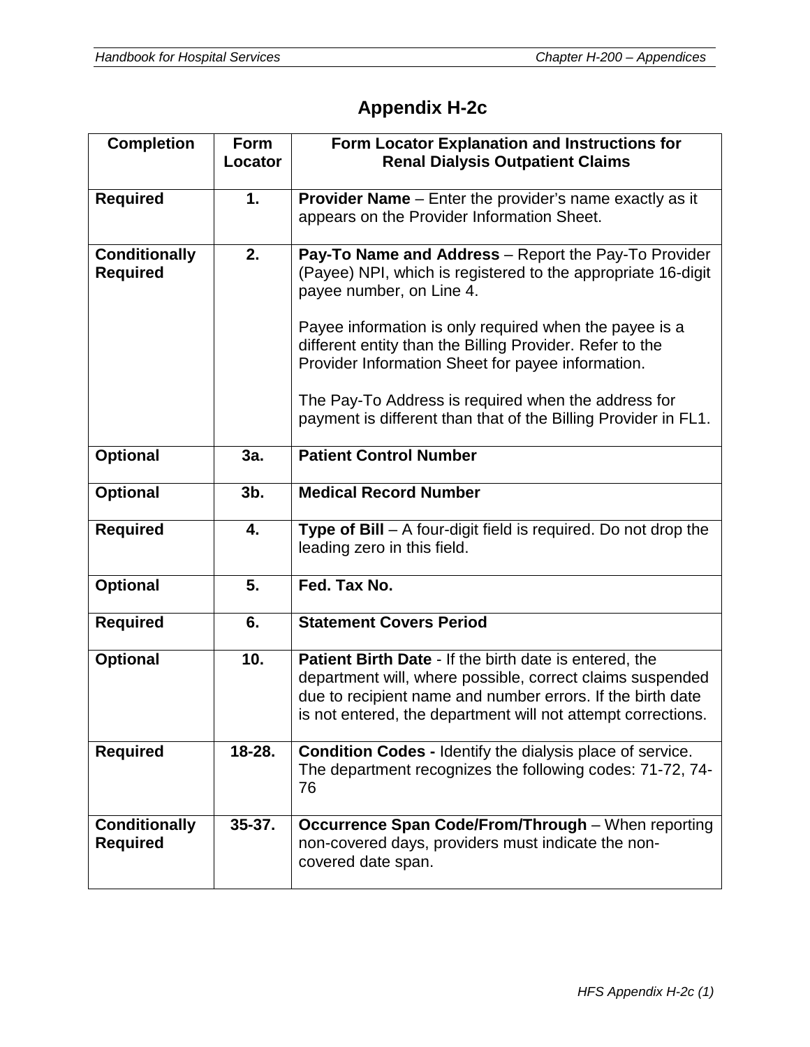# Appendix H-2c

| Completion | Form Locator | Form Locator Explanation and Instructions for Renal Dialysis Outpatient Claims |
|---|---|---|
| **Required** | **1.** | **Provider Name** – Enter the provider's name exactly as it appears on the Provider Information Sheet. |
| **Conditionally Required** | **2.** | **Pay-To Name and Address** – Report the Pay-To Provider (Payee) NPI, which is registered to the appropriate 16-digit payee number, on Line 4.<br><br>Payee information is only required when the payee is a different entity than the Billing Provider. Refer to the Provider Information Sheet for payee information.<br><br>The Pay-To Address is required when the address for payment is different than that of the Billing Provider in FL1. |
| **Optional** | **3a.** | **Patient Control Number** |
| **Optional** | **3b.** | **Medical Record Number** |
| **Required** | **4.** | **Type of Bill** – A four-digit field is required. Do not drop the leading zero in this field. |
| **Optional** | **5.** | **Fed. Tax No.** |
| **Required** | **6.** | **Statement Covers Period** |
| **Optional** | **10.** | **Patient Birth Date** - If the birth date is entered, the department will, where possible, correct claims suspended due to recipient name and number errors. If the birth date is not entered, the department will not attempt corrections. |
| **Required** | **18-28.** | **Condition Codes -** Identify the dialysis place of service. The department recognizes the following codes: 71-72, 74-76 |
| **Conditionally Required** | **35-37.** | **Occurrence Span Code/From/Through** – When reporting non-covered days, providers must indicate the non-covered date span. |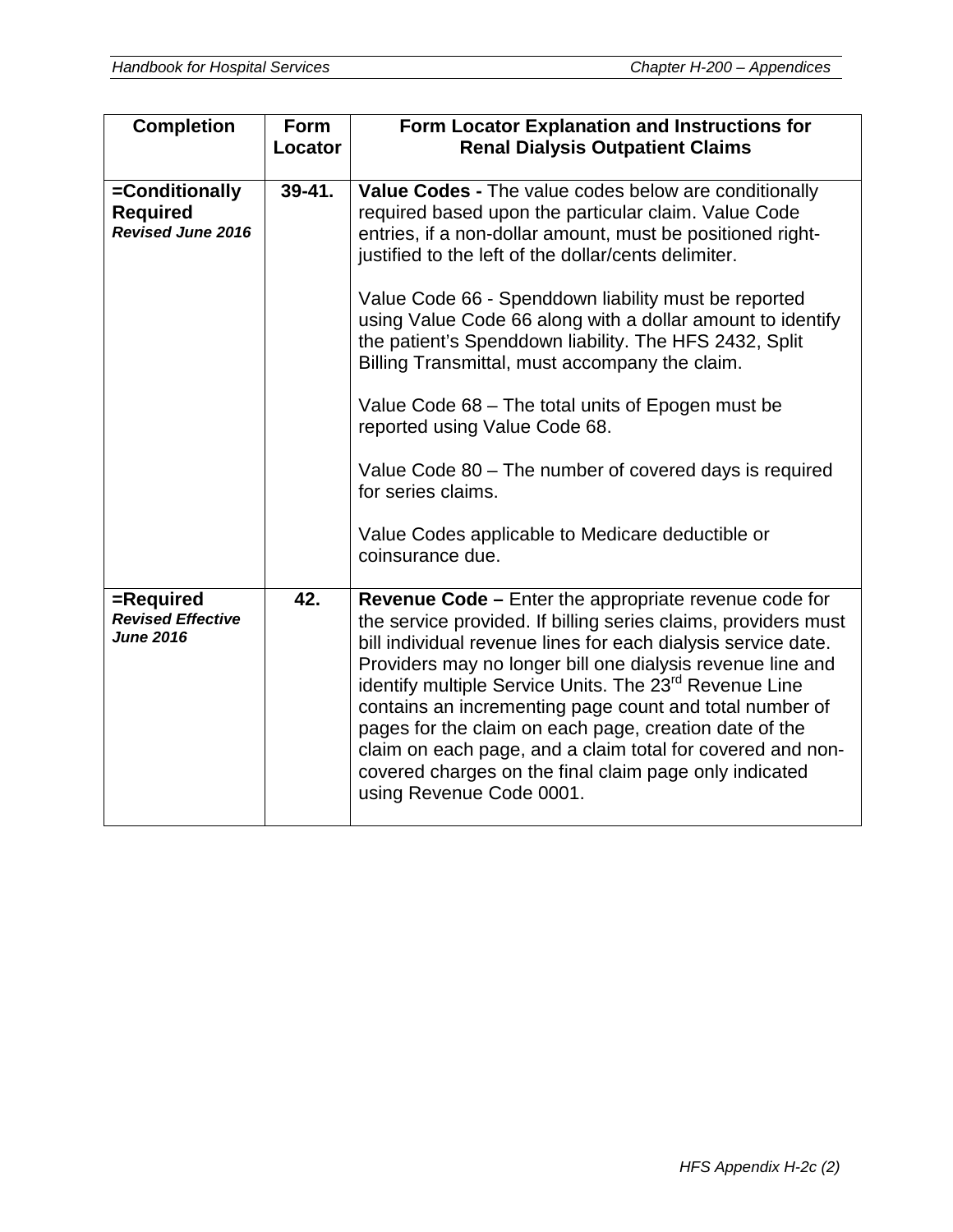| Completion | Form Locator | Form Locator Explanation and Instructions for Renal Dialysis Outpatient Claims |
|---|---|---|
| **=Conditionally Required** ***Revised June 2016*** | **39-41.** | **Value Codes -** The value codes below are conditionally required based upon the particular claim. Value Code entries, if a non-dollar amount, must be positioned right-justified to the left of the dollar/cents delimiter.<br><br>Value Code 66 - Spenddown liability must be reported using Value Code 66 along with a dollar amount to identify the patient's Spenddown liability. The HFS 2432, Split Billing Transmittal, must accompany the claim.<br><br>Value Code 68 – The total units of Epogen must be reported using Value Code 68.<br><br>Value Code 80 – The number of covered days is required for series claims.<br><br>Value Codes applicable to Medicare deductible or coinsurance due. |
| **=Required** ***Revised Effective June 2016*** | **42.** | **Revenue Code –** Enter the appropriate revenue code for the service provided. If billing series claims, providers must bill individual revenue lines for each dialysis service date. Providers may no longer bill one dialysis revenue line and identify multiple Service Units. The 23rd Revenue Line contains an incrementing page count and total number of pages for the claim on each page, creation date of the claim on each page, and a claim total for covered and non-covered charges on the final claim page only indicated using Revenue Code 0001. |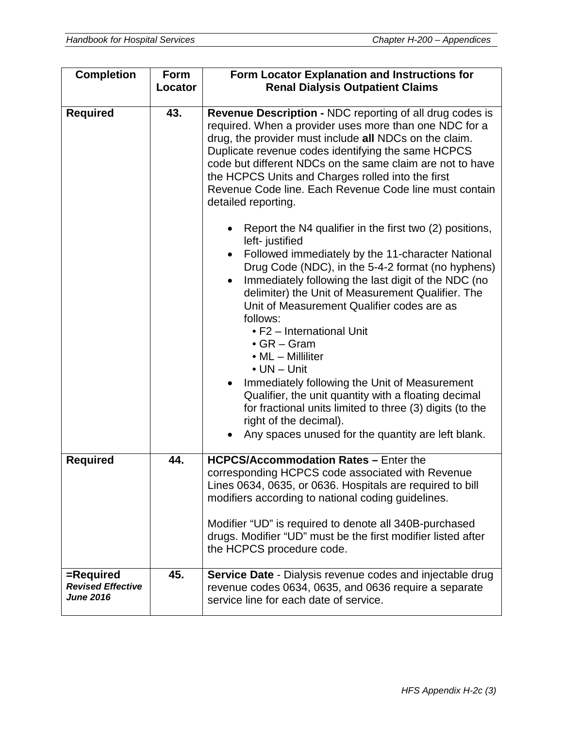| Completion | Form Locator | Form Locator Explanation and Instructions for Renal Dialysis Outpatient Claims |
|---|---|---|
| **Required** | **43.** | **Revenue Description -** NDC reporting of all drug codes is required. When a provider uses more than one NDC for a drug, the provider must include **all** NDCs on the claim. Duplicate revenue codes identifying the same HCPCS code but different NDCs on the same claim are not to have the HCPCS Units and Charges rolled into the first Revenue Code line. Each Revenue Code line must contain detailed reporting.<br><br>• Report the N4 qualifier in the first two (2) positions, left- justified<br>• Followed immediately by the 11-character National Drug Code (NDC), in the 5-4-2 format (no hyphens)<br>• Immediately following the last digit of the NDC (no delimiter) the Unit of Measurement Qualifier. The Unit of Measurement Qualifier codes are as follows:<br>  • F2 – International Unit<br>  • GR – Gram<br>  • ML – Milliliter<br>  • UN – Unit<br>• Immediately following the Unit of Measurement Qualifier, the unit quantity with a floating decimal for fractional units limited to three (3) digits (to the right of the decimal).<br>• Any spaces unused for the quantity are left blank. |
| **Required** | **44.** | **HCPCS/Accommodation Rates –** Enter the corresponding HCPCS code associated with Revenue Lines 0634, 0635, or 0636. Hospitals are required to bill modifiers according to national coding guidelines.<br><br>Modifier "UD" is required to denote all 340B-purchased drugs. Modifier "UD" must be the first modifier listed after the HCPCS procedure code. |
| **=Required** ***Revised Effective June 2016*** | **45.** | **Service Date** - Dialysis revenue codes and injectable drug revenue codes 0634, 0635, and 0636 require a separate service line for each date of service. |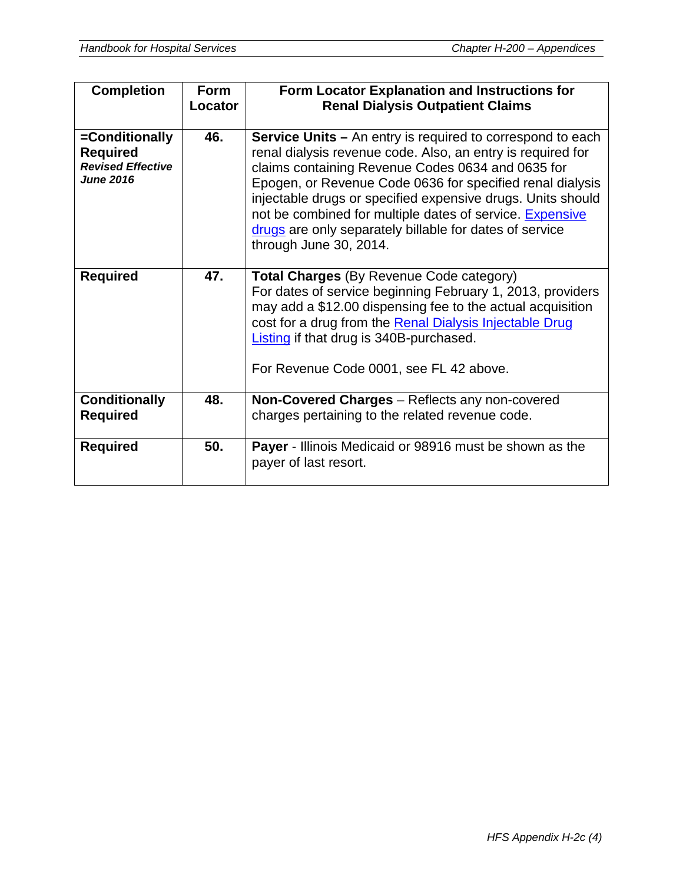| Completion | Form Locator | Form Locator Explanation and Instructions for Renal Dialysis Outpatient Claims |
|---|---|---|
| **=Conditionally Required** ***Revised Effective June 2016*** | **46.** | **Service Units –** An entry is required to correspond to each renal dialysis revenue code. Also, an entry is required for claims containing Revenue Codes 0634 and 0635 for Epogen, or Revenue Code 0636 for specified renal dialysis injectable drugs or specified expensive drugs. Units should not be combined for multiple dates of service. Expensive drugs are only separately billable for dates of service through June 30, 2014. |
| **Required** | **47.** | **Total Charges** (By Revenue Code category) For dates of service beginning February 1, 2013, providers may add a $12.00 dispensing fee to the actual acquisition cost for a drug from the Renal Dialysis Injectable Drug Listing if that drug is 340B-purchased.<br><br>For Revenue Code 0001, see FL 42 above. |
| **Conditionally Required** | **48.** | **Non-Covered Charges** – Reflects any non-covered charges pertaining to the related revenue code. |
| **Required** | **50.** | **Payer** - Illinois Medicaid or 98916 must be shown as the payer of last resort. |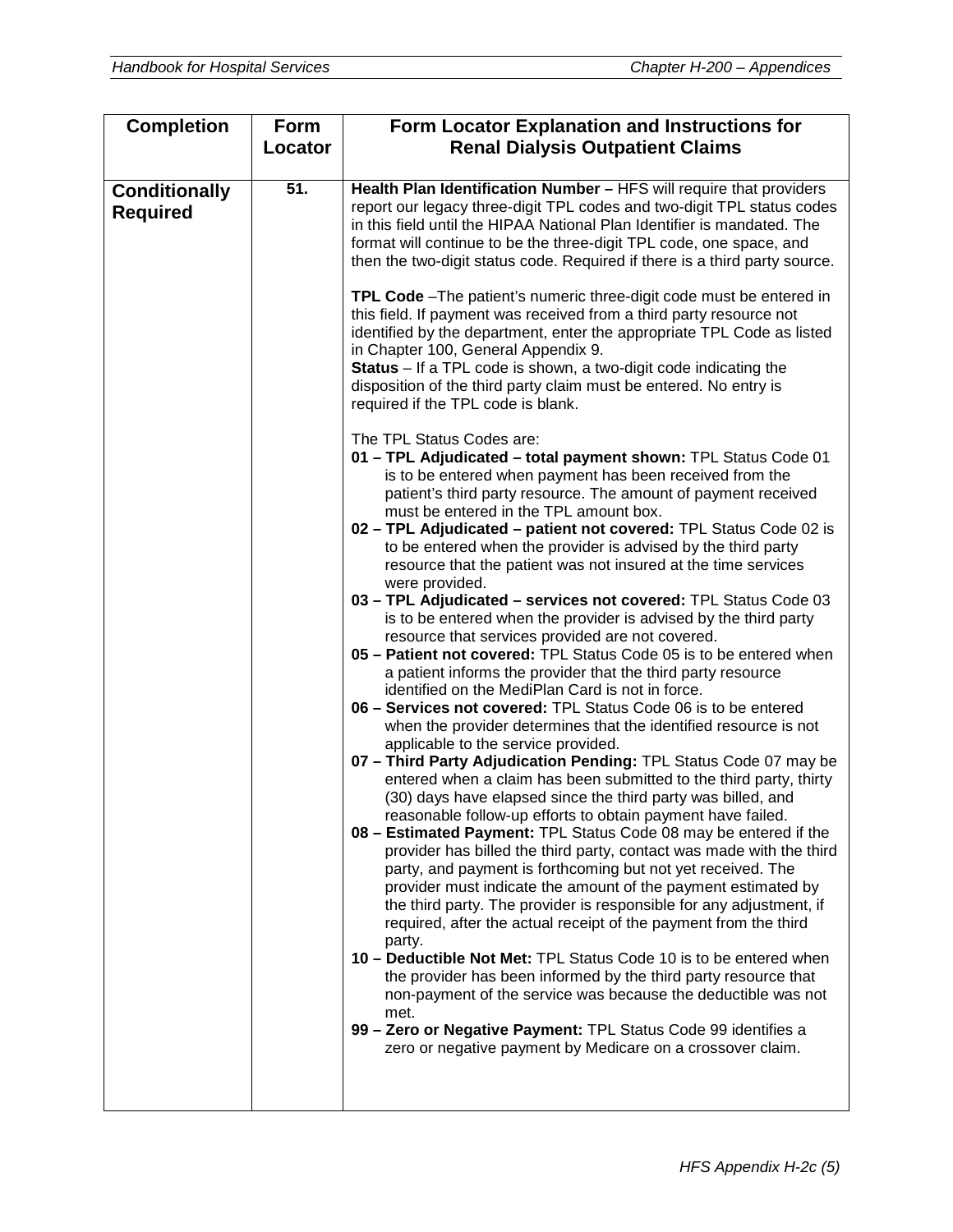| Completion | Form Locator | Form Locator Explanation and Instructions for Renal Dialysis Outpatient Claims |
|---|---|---|
| **Conditionally Required** | 51. | **Health Plan Identification Number –** HFS will require that providers report our legacy three-digit TPL codes and two-digit TPL status codes in this field until the HIPAA National Plan Identifier is mandated. The format will continue to be the three-digit TPL code, one space, and then the two-digit status code. Required if there is a third party source.<br><br>**TPL Code** –The patient's numeric three-digit code must be entered in this field. If payment was received from a third party resource not identified by the department, enter the appropriate TPL Code as listed in Chapter 100, General Appendix 9.<br>**Status** – If a TPL code is shown, a two-digit code indicating the disposition of the third party claim must be entered. No entry is required if the TPL code is blank.<br><br>The TPL Status Codes are:<br>**01 – TPL Adjudicated – total payment shown:** TPL Status Code 01 is to be entered when payment has been received from the patient's third party resource. The amount of payment received must be entered in the TPL amount box.<br>**02 – TPL Adjudicated – patient not covered:** TPL Status Code 02 is to be entered when the provider is advised by the third party resource that the patient was not insured at the time services were provided.<br>**03 – TPL Adjudicated – services not covered:** TPL Status Code 03 is to be entered when the provider is advised by the third party resource that services provided are not covered.<br>**05 – Patient not covered:** TPL Status Code 05 is to be entered when a patient informs the provider that the third party resource identified on the MediPlan Card is not in force.<br>**06 – Services not covered:** TPL Status Code 06 is to be entered when the provider determines that the identified resource is not applicable to the service provided.<br>**07 – Third Party Adjudication Pending:** TPL Status Code 07 may be entered when a claim has been submitted to the third party, thirty (30) days have elapsed since the third party was billed, and reasonable follow-up efforts to obtain payment have failed.<br>**08 – Estimated Payment:** TPL Status Code 08 may be entered if the provider has billed the third party, contact was made with the third party, and payment is forthcoming but not yet received. The provider must indicate the amount of the payment estimated by the third party. The provider is responsible for any adjustment, if required, after the actual receipt of the payment from the third party.<br>**10 – Deductible Not Met:** TPL Status Code 10 is to be entered when the provider has been informed by the third party resource that non-payment of the service was because the deductible was not met.<br>**99 – Zero or Negative Payment:** TPL Status Code 99 identifies a zero or negative payment by Medicare on a crossover claim. |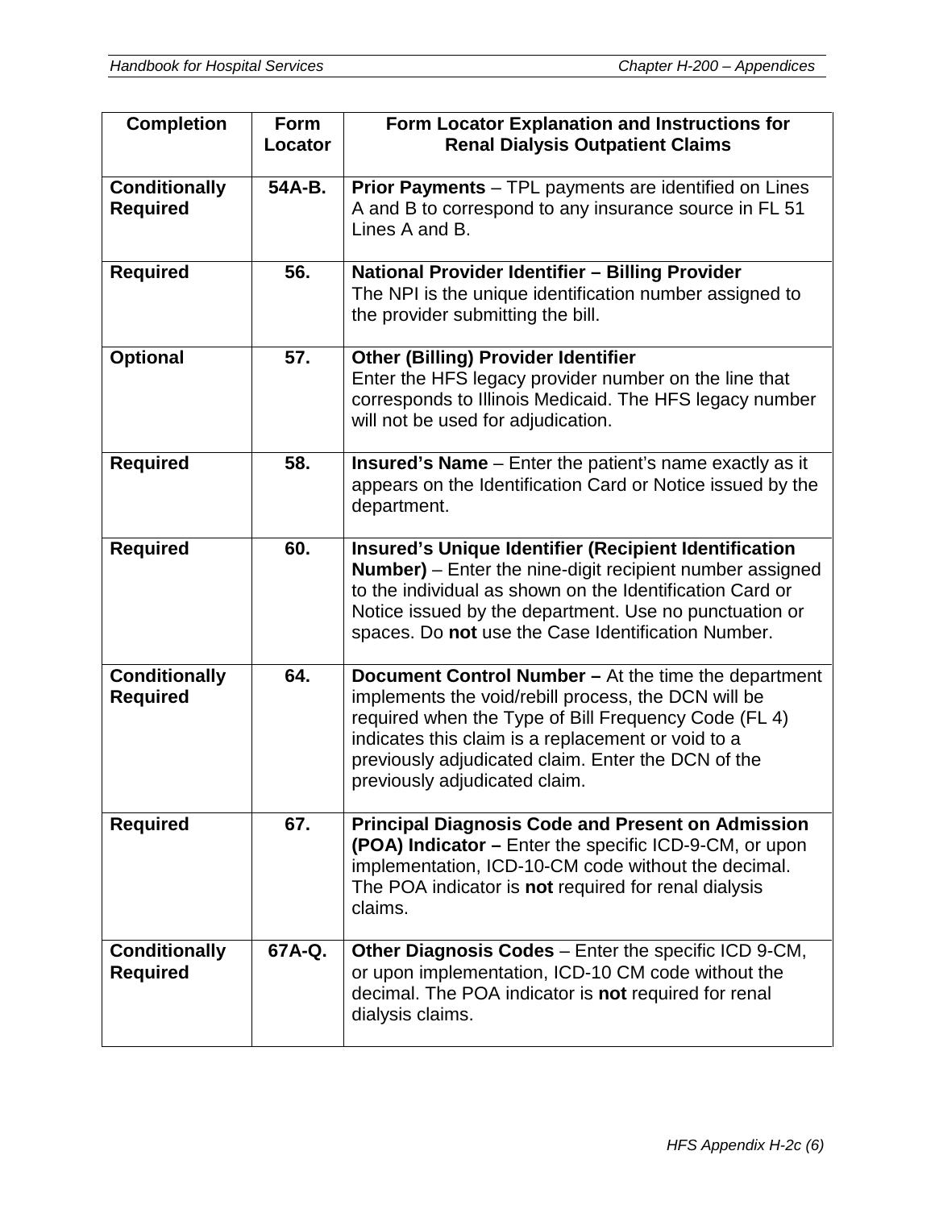| Completion | Form Locator | Form Locator Explanation and Instructions for Renal Dialysis Outpatient Claims |
|---|---|---|
| **Conditionally Required** | **54A-B.** | **Prior Payments** – TPL payments are identified on Lines A and B to correspond to any insurance source in FL 51 Lines A and B. |
| **Required** | **56.** | **National Provider Identifier – Billing Provider** The NPI is the unique identification number assigned to the provider submitting the bill. |
| **Optional** | **57.** | **Other (Billing) Provider Identifier** Enter the HFS legacy provider number on the line that corresponds to Illinois Medicaid. The HFS legacy number will not be used for adjudication. |
| **Required** | **58.** | **Insured's Name** – Enter the patient's name exactly as it appears on the Identification Card or Notice issued by the department. |
| **Required** | **60.** | **Insured's Unique Identifier (Recipient Identification Number)** – Enter the nine-digit recipient number assigned to the individual as shown on the Identification Card or Notice issued by the department. Use no punctuation or spaces. Do **not** use the Case Identification Number. |
| **Conditionally Required** | **64.** | **Document Control Number –** At the time the department implements the void/rebill process, the DCN will be required when the Type of Bill Frequency Code (FL 4) indicates this claim is a replacement or void to a previously adjudicated claim. Enter the DCN of the previously adjudicated claim. |
| **Required** | **67.** | **Principal Diagnosis Code and Present on Admission (POA) Indicator –** Enter the specific ICD-9-CM, or upon implementation, ICD-10-CM code without the decimal. The POA indicator is **not** required for renal dialysis claims. |
| **Conditionally Required** | **67A-Q.** | **Other Diagnosis Codes** – Enter the specific ICD 9-CM, or upon implementation, ICD-10 CM code without the decimal. The POA indicator is **not** required for renal dialysis claims. |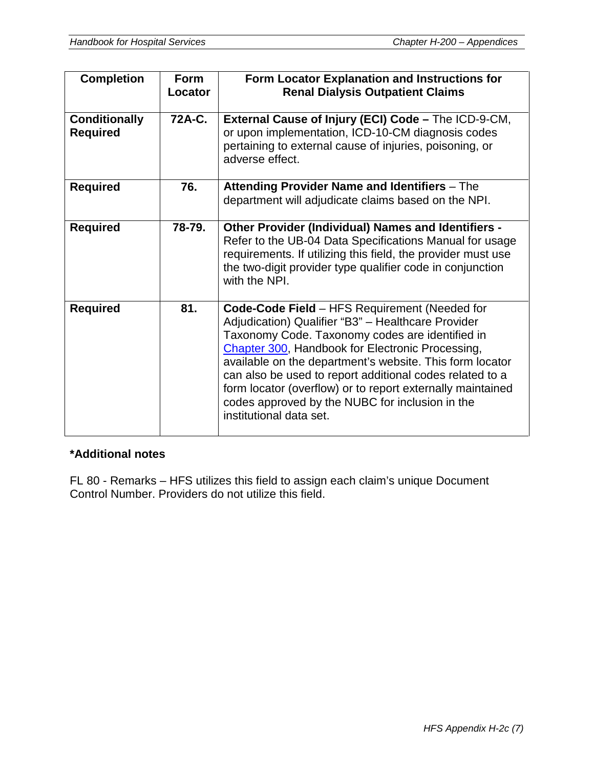| Completion | Form Locator | Form Locator Explanation and Instructions for Renal Dialysis Outpatient Claims |
|---|---|---|
| **Conditionally Required** | **72A-C.** | **External Cause of Injury (ECI) Code –** The ICD-9-CM, or upon implementation, ICD-10-CM diagnosis codes pertaining to external cause of injuries, poisoning, or adverse effect. |
| **Required** | **76.** | **Attending Provider Name and Identifiers** – The department will adjudicate claims based on the NPI. |
| **Required** | **78-79.** | **Other Provider (Individual) Names and Identifiers -** Refer to the UB-04 Data Specifications Manual for usage requirements. If utilizing this field, the provider must use the two-digit provider type qualifier code in conjunction with the NPI. |
| **Required** | **81.** | **Code-Code Field** – HFS Requirement (Needed for Adjudication) Qualifier "B3" – Healthcare Provider Taxonomy Code. Taxonomy codes are identified in Chapter 300, Handbook for Electronic Processing, available on the department's website. This form locator can also be used to report additional codes related to a form locator (overflow) or to report externally maintained codes approved by the NUBC for inclusion in the institutional data set. |

**\*Additional notes**

FL 80 - Remarks – HFS utilizes this field to assign each claim's unique Document Control Number. Providers do not utilize this field.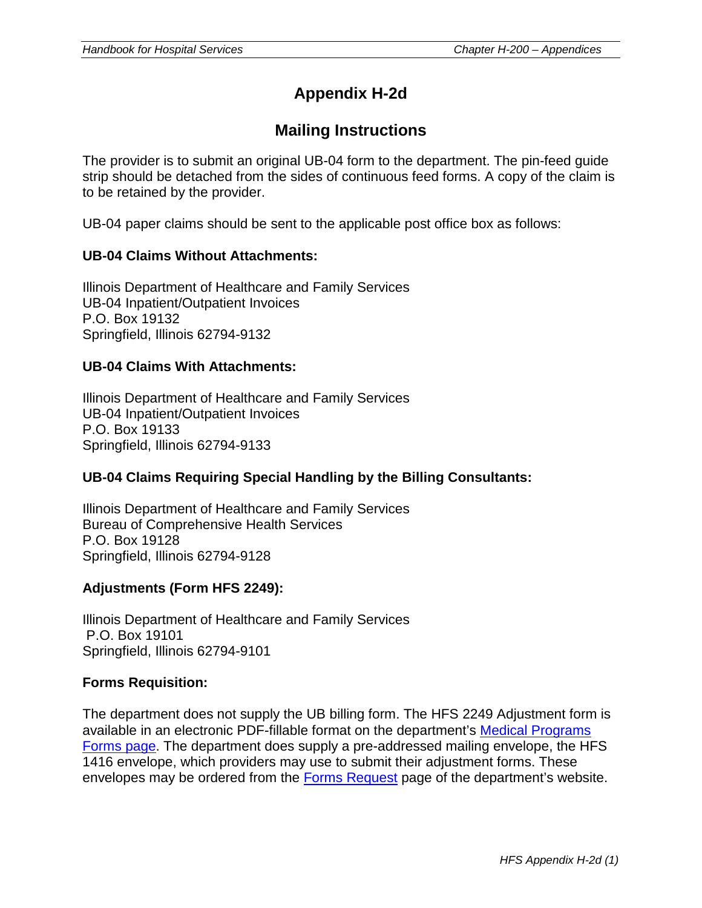# Appendix H-2d

## Mailing Instructions

The provider is to submit an original UB-04 form to the department. The pin-feed guide strip should be detached from the sides of continuous feed forms. A copy of the claim is to be retained by the provider.

UB-04 paper claims should be sent to the applicable post office box as follows:

**UB-04 Claims Without Attachments:**

Illinois Department of Healthcare and Family Services
UB-04 Inpatient/Outpatient Invoices
P.O. Box 19132
Springfield, Illinois 62794-9132

**UB-04 Claims With Attachments:**

Illinois Department of Healthcare and Family Services
UB-04 Inpatient/Outpatient Invoices
P.O. Box 19133
Springfield, Illinois 62794-9133

**UB-04 Claims Requiring Special Handling by the Billing Consultants:**

Illinois Department of Healthcare and Family Services
Bureau of Comprehensive Health Services
P.O. Box 19128
Springfield, Illinois 62794-9128

**Adjustments (Form HFS 2249):**

Illinois Department of Healthcare and Family Services
P.O. Box 19101
Springfield, Illinois 62794-9101

**Forms Requisition:**

The department does not supply the UB billing form. The HFS 2249 Adjustment form is available in an electronic PDF-fillable format on the department's Medical Programs Forms page. The department does supply a pre-addressed mailing envelope, the HFS 1416 envelope, which providers may use to submit their adjustment forms. These envelopes may be ordered from the Forms Request page of the department's website.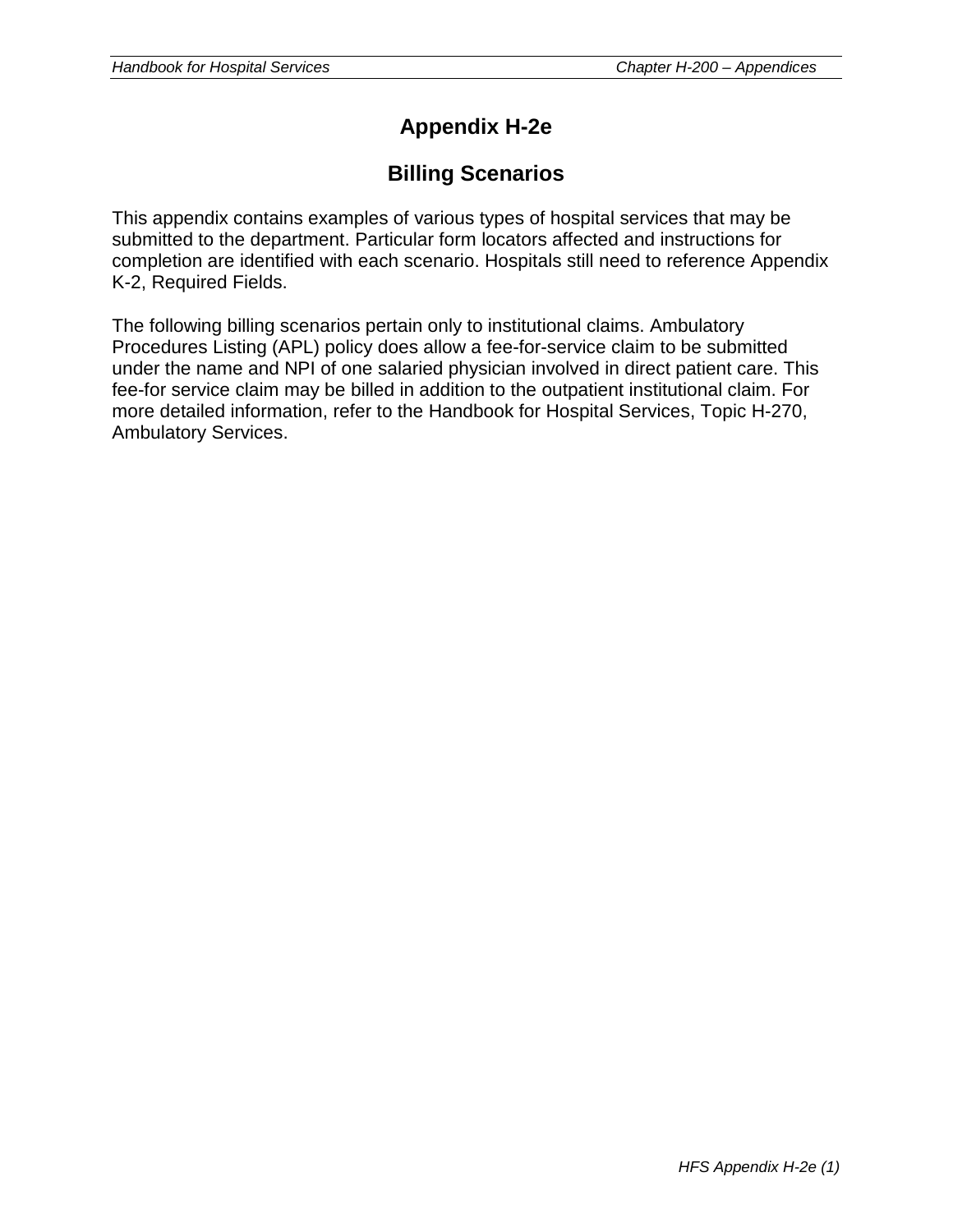# Appendix H-2e

## Billing Scenarios

This appendix contains examples of various types of hospital services that may be submitted to the department. Particular form locators affected and instructions for completion are identified with each scenario. Hospitals still need to reference Appendix K-2, Required Fields.

The following billing scenarios pertain only to institutional claims. Ambulatory Procedures Listing (APL) policy does allow a fee-for-service claim to be submitted under the name and NPI of one salaried physician involved in direct patient care. This fee-for service claim may be billed in addition to the outpatient institutional claim. For more detailed information, refer to the Handbook for Hospital Services, Topic H-270, Ambulatory Services.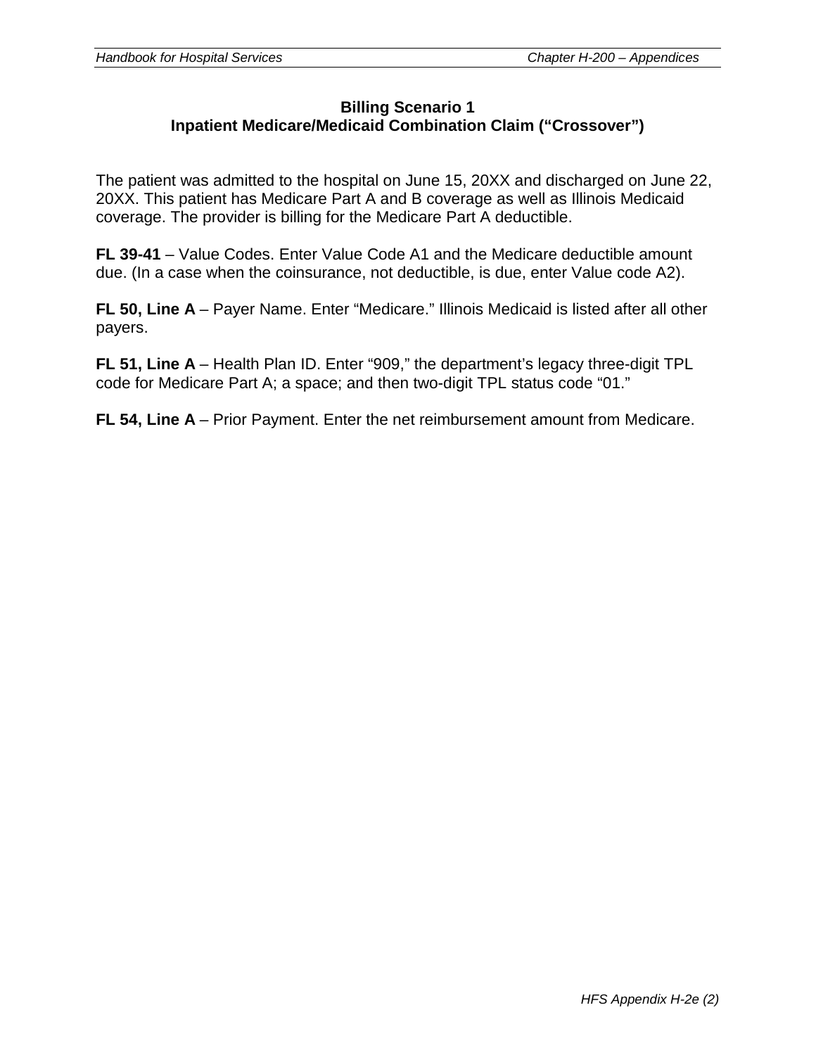## Billing Scenario 1
## Inpatient Medicare/Medicaid Combination Claim ("Crossover")

The patient was admitted to the hospital on June 15, 20XX and discharged on June 22, 20XX. This patient has Medicare Part A and B coverage as well as Illinois Medicaid coverage. The provider is billing for the Medicare Part A deductible.

**FL 39-41** – Value Codes. Enter Value Code A1 and the Medicare deductible amount due. (In a case when the coinsurance, not deductible, is due, enter Value code A2).

**FL 50, Line A** – Payer Name. Enter "Medicare." Illinois Medicaid is listed after all other payers.

**FL 51, Line A** – Health Plan ID. Enter "909," the department's legacy three-digit TPL code for Medicare Part A; a space; and then two-digit TPL status code "01."

**FL 54, Line A** – Prior Payment. Enter the net reimbursement amount from Medicare.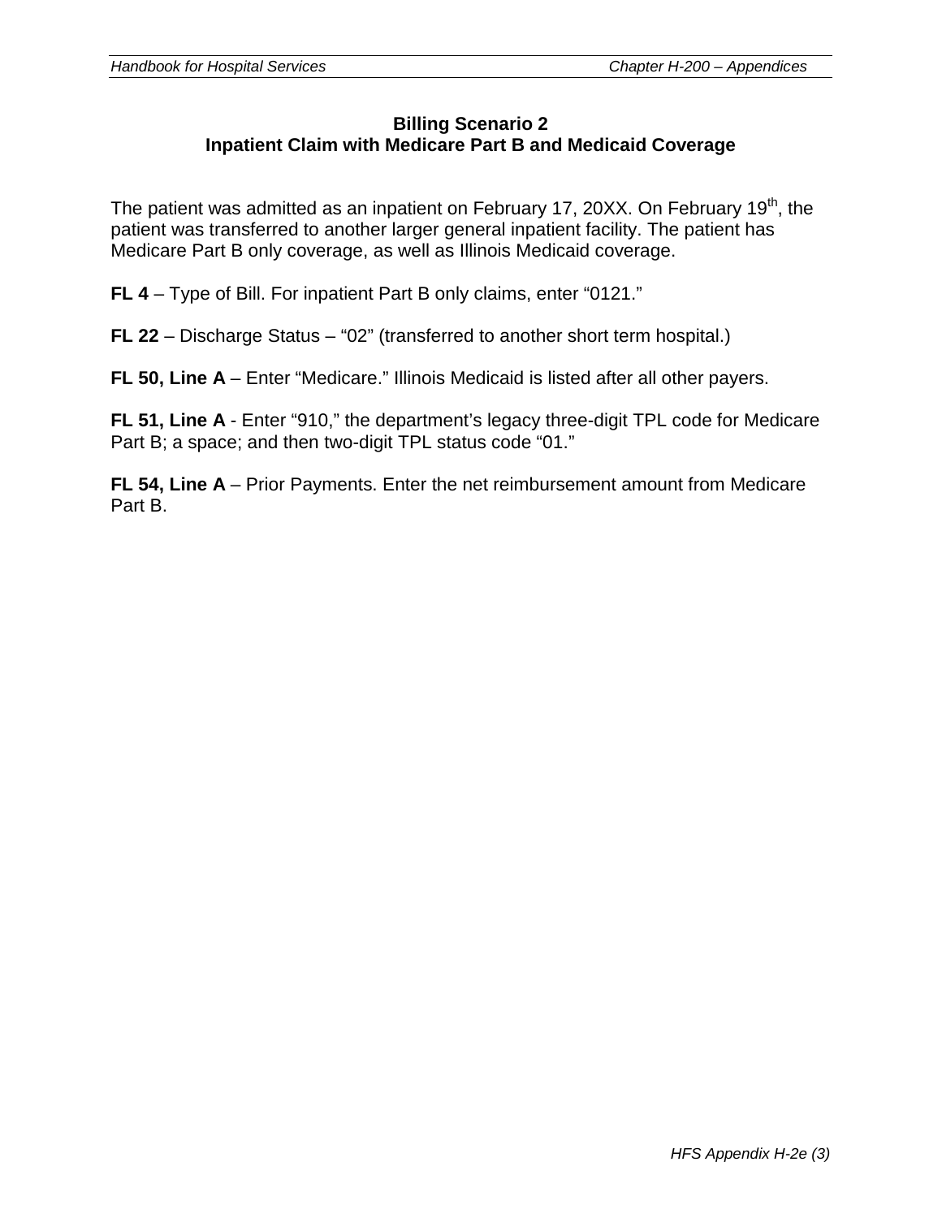## Billing Scenario 2
## Inpatient Claim with Medicare Part B and Medicaid Coverage

The patient was admitted as an inpatient on February 17, 20XX. On February 19th, the patient was transferred to another larger general inpatient facility. The patient has Medicare Part B only coverage, as well as Illinois Medicaid coverage.

**FL 4** – Type of Bill. For inpatient Part B only claims, enter “0121.”

**FL 22** – Discharge Status – “02” (transferred to another short term hospital.)

**FL 50, Line A** – Enter “Medicare.” Illinois Medicaid is listed after all other payers.

**FL 51, Line A** - Enter “910,” the department’s legacy three-digit TPL code for Medicare Part B; a space; and then two-digit TPL status code “01.”

**FL 54, Line A** – Prior Payments. Enter the net reimbursement amount from Medicare Part B.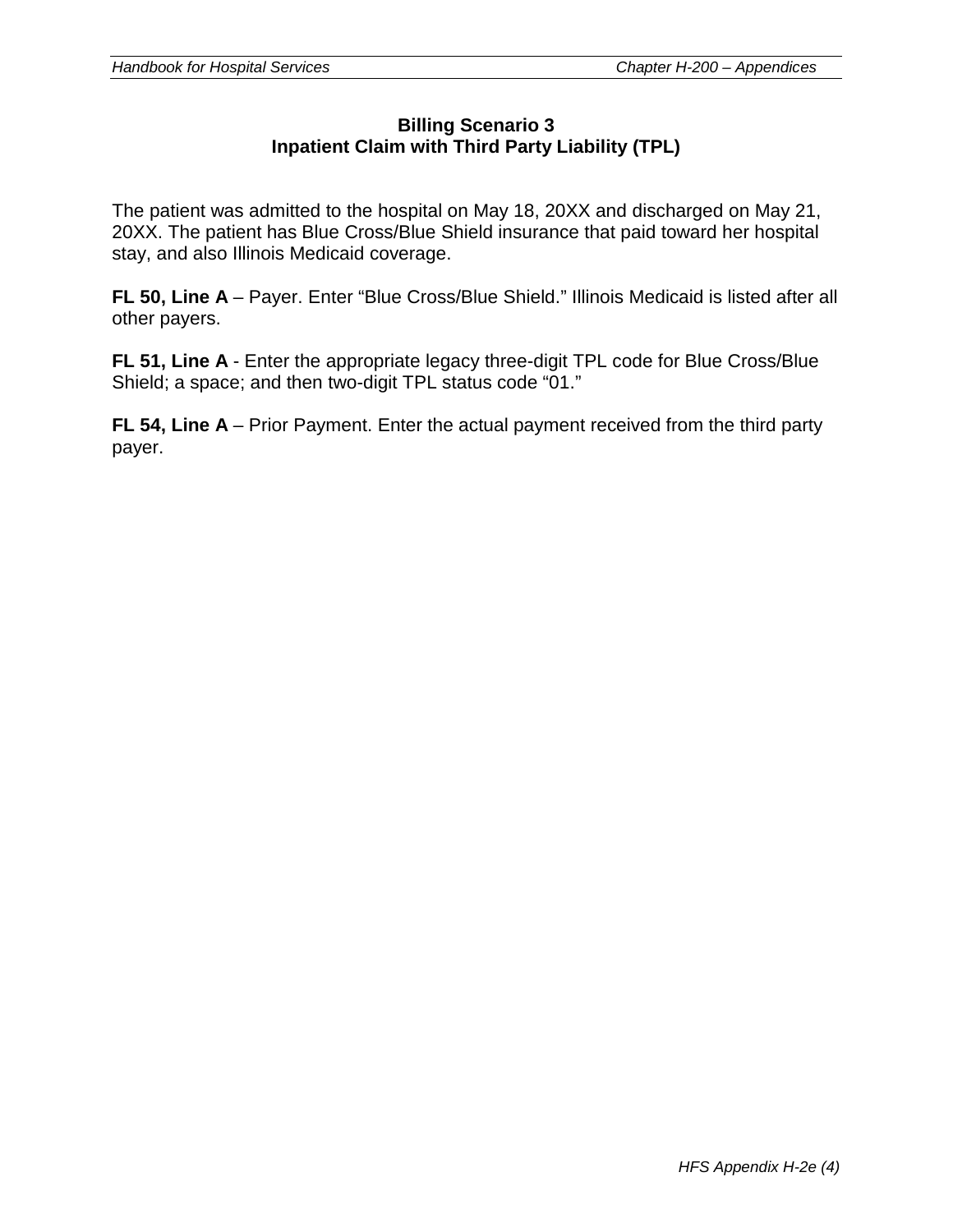## Billing Scenario 3
## Inpatient Claim with Third Party Liability (TPL)

The patient was admitted to the hospital on May 18, 20XX and discharged on May 21, 20XX. The patient has Blue Cross/Blue Shield insurance that paid toward her hospital stay, and also Illinois Medicaid coverage.

**FL 50, Line A** – Payer. Enter "Blue Cross/Blue Shield." Illinois Medicaid is listed after all other payers.

**FL 51, Line A** - Enter the appropriate legacy three-digit TPL code for Blue Cross/Blue Shield; a space; and then two-digit TPL status code "01."

**FL 54, Line A** – Prior Payment. Enter the actual payment received from the third party payer.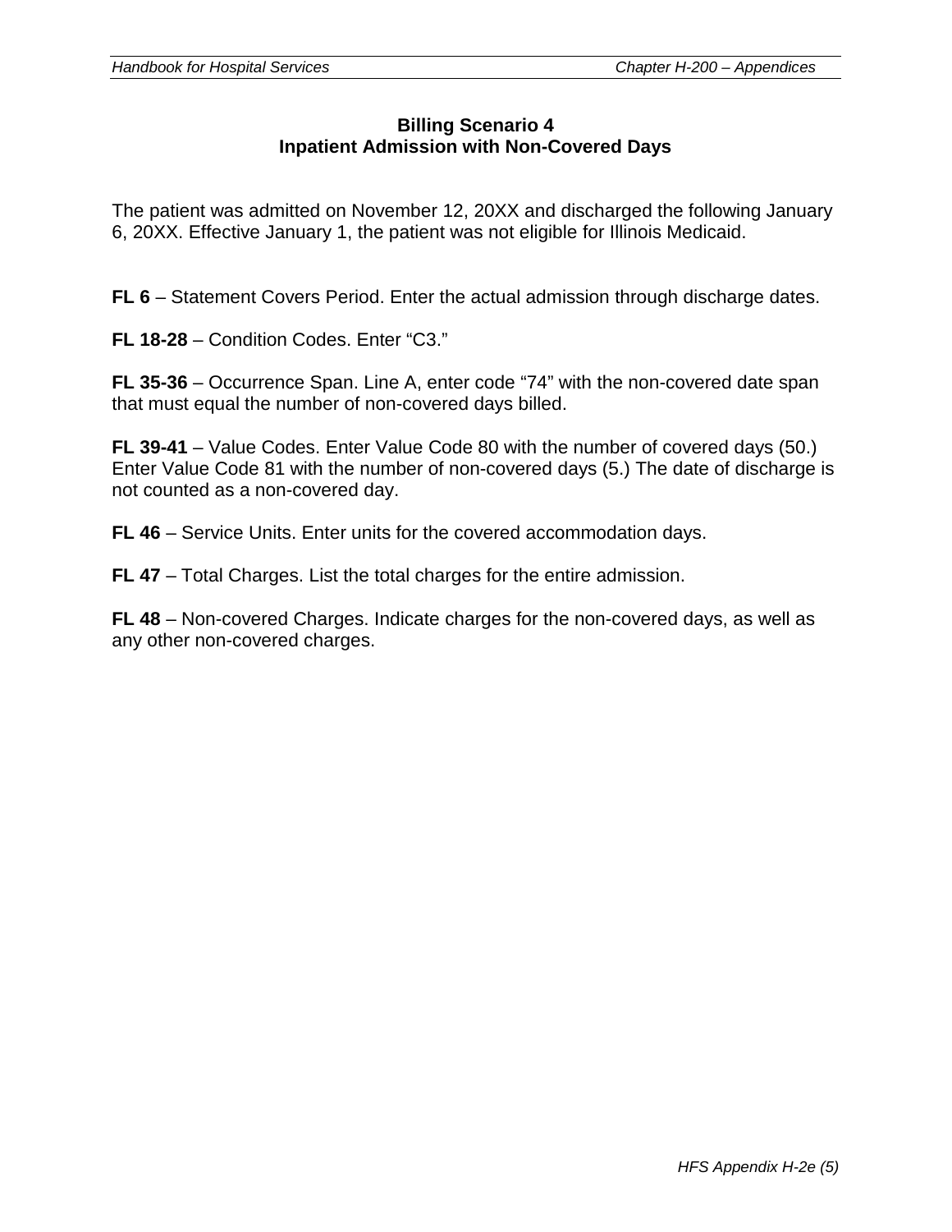## Billing Scenario 4
## Inpatient Admission with Non-Covered Days

The patient was admitted on November 12, 20XX and discharged the following January 6, 20XX. Effective January 1, the patient was not eligible for Illinois Medicaid.

**FL 6** – Statement Covers Period. Enter the actual admission through discharge dates.

**FL 18-28** – Condition Codes. Enter “C3.”

**FL 35-36** – Occurrence Span. Line A, enter code “74” with the non-covered date span that must equal the number of non-covered days billed.

**FL 39-41** – Value Codes. Enter Value Code 80 with the number of covered days (50.) Enter Value Code 81 with the number of non-covered days (5.) The date of discharge is not counted as a non-covered day.

**FL 46** – Service Units. Enter units for the covered accommodation days.

**FL 47** – Total Charges. List the total charges for the entire admission.

**FL 48** – Non-covered Charges. Indicate charges for the non-covered days, as well as any other non-covered charges.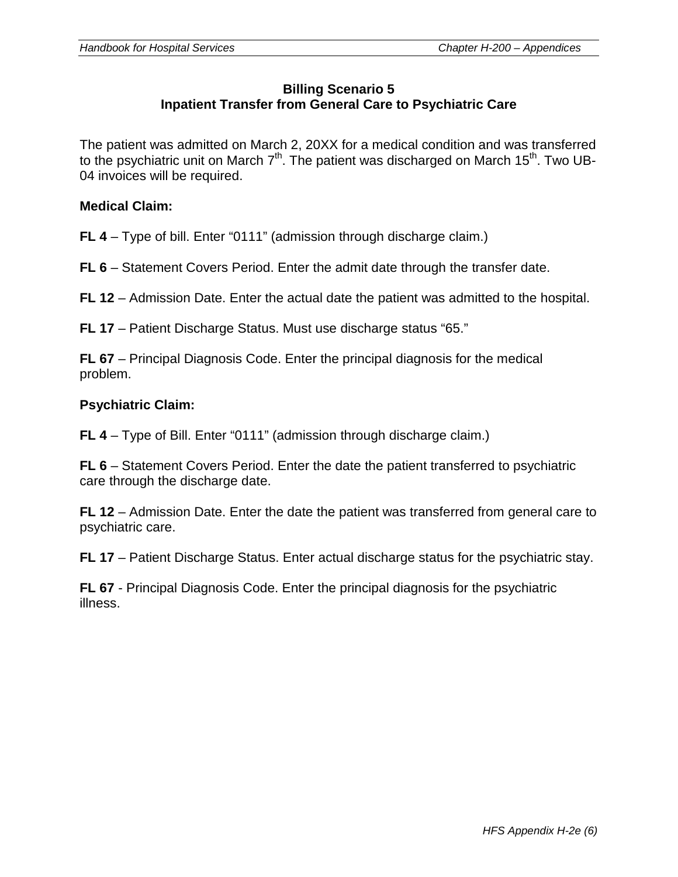## Billing Scenario 5
## Inpatient Transfer from General Care to Psychiatric Care

The patient was admitted on March 2, 20XX for a medical condition and was transferred to the psychiatric unit on March 7th. The patient was discharged on March 15th. Two UB-04 invoices will be required.

**Medical Claim:**

**FL 4** – Type of bill. Enter “0111” (admission through discharge claim.)

**FL 6** – Statement Covers Period. Enter the admit date through the transfer date.

**FL 12** – Admission Date. Enter the actual date the patient was admitted to the hospital.

**FL 17** – Patient Discharge Status. Must use discharge status “65.”

**FL 67** – Principal Diagnosis Code. Enter the principal diagnosis for the medical problem.

**Psychiatric Claim:**

**FL 4** – Type of Bill. Enter “0111” (admission through discharge claim.)

**FL 6** – Statement Covers Period. Enter the date the patient transferred to psychiatric care through the discharge date.

**FL 12** – Admission Date. Enter the date the patient was transferred from general care to psychiatric care.

**FL 17** – Patient Discharge Status. Enter actual discharge status for the psychiatric stay.

**FL 67** - Principal Diagnosis Code. Enter the principal diagnosis for the psychiatric illness.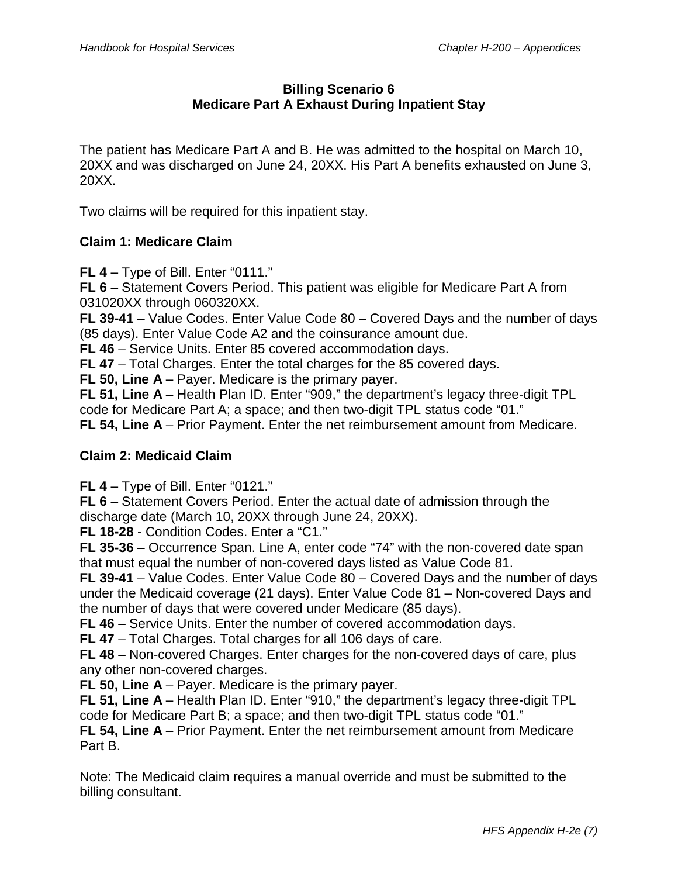## Billing Scenario 6
## Medicare Part A Exhaust During Inpatient Stay

The patient has Medicare Part A and B. He was admitted to the hospital on March 10, 20XX and was discharged on June 24, 20XX. His Part A benefits exhausted on June 3, 20XX.

Two claims will be required for this inpatient stay.

### Claim 1: Medicare Claim

**FL 4** – Type of Bill. Enter “0111.”
**FL 6** – Statement Covers Period. This patient was eligible for Medicare Part A from 031020XX through 060320XX.
**FL 39-41** – Value Codes. Enter Value Code 80 – Covered Days and the number of days (85 days). Enter Value Code A2 and the coinsurance amount due.
**FL 46** – Service Units. Enter 85 covered accommodation days.
**FL 47** – Total Charges. Enter the total charges for the 85 covered days.
**FL 50, Line A** – Payer. Medicare is the primary payer.
**FL 51, Line A** – Health Plan ID. Enter “909,” the department’s legacy three-digit TPL code for Medicare Part A; a space; and then two-digit TPL status code “01.”
**FL 54, Line A** – Prior Payment. Enter the net reimbursement amount from Medicare.

### Claim 2: Medicaid Claim

**FL 4** – Type of Bill. Enter “0121.”
**FL 6** – Statement Covers Period. Enter the actual date of admission through the discharge date (March 10, 20XX through June 24, 20XX).
**FL 18-28** - Condition Codes. Enter a “C1.”
**FL 35-36** – Occurrence Span. Line A, enter code “74” with the non-covered date span that must equal the number of non-covered days listed as Value Code 81.
**FL 39-41** – Value Codes. Enter Value Code 80 – Covered Days and the number of days under the Medicaid coverage (21 days). Enter Value Code 81 – Non-covered Days and the number of days that were covered under Medicare (85 days).
**FL 46** – Service Units. Enter the number of covered accommodation days.
**FL 47** – Total Charges. Total charges for all 106 days of care.
**FL 48** – Non-covered Charges. Enter charges for the non-covered days of care, plus any other non-covered charges.
**FL 50, Line A** – Payer. Medicare is the primary payer.
**FL 51, Line A** – Health Plan ID. Enter “910,” the department’s legacy three-digit TPL code for Medicare Part B; a space; and then two-digit TPL status code “01.”
**FL 54, Line A** – Prior Payment. Enter the net reimbursement amount from Medicare Part B.

Note: The Medicaid claim requires a manual override and must be submitted to the billing consultant.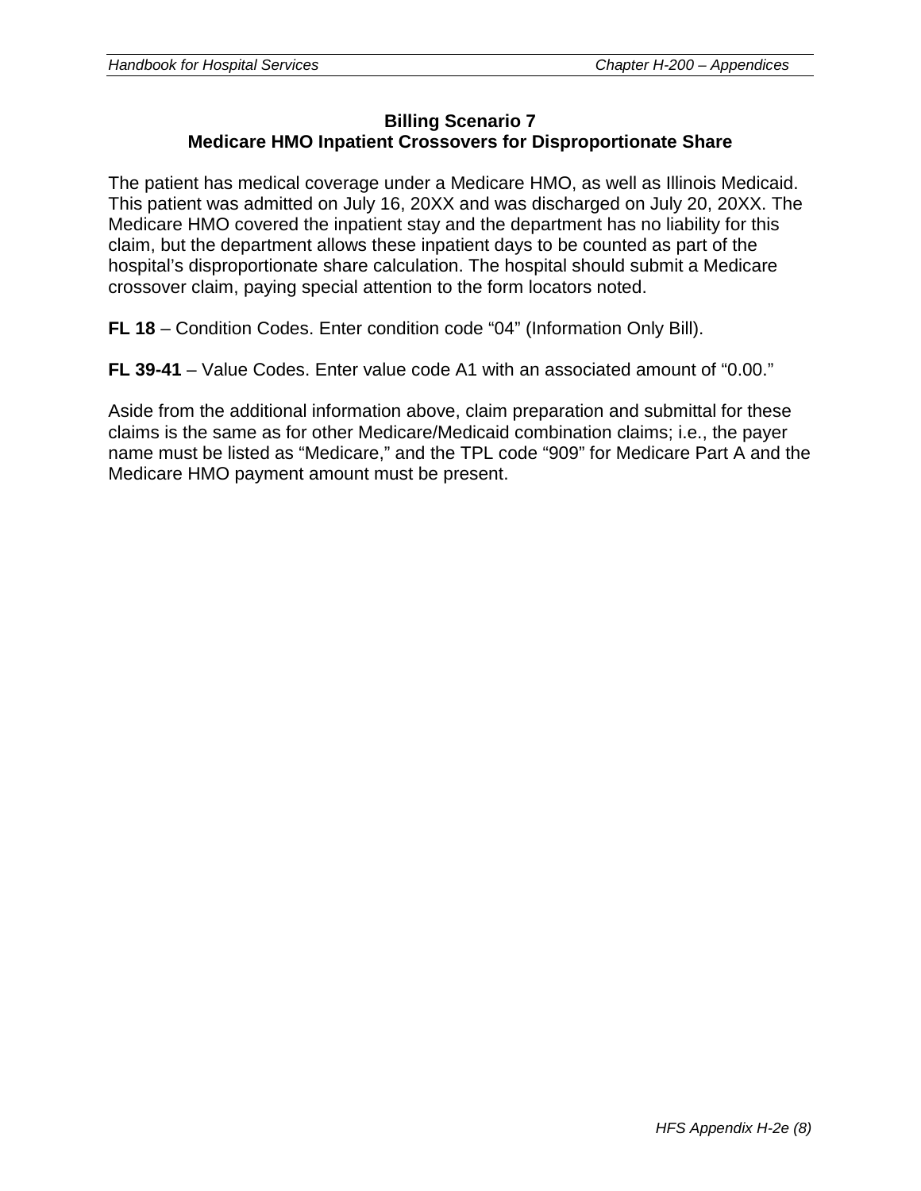## Billing Scenario 7
## Medicare HMO Inpatient Crossovers for Disproportionate Share

The patient has medical coverage under a Medicare HMO, as well as Illinois Medicaid. This patient was admitted on July 16, 20XX and was discharged on July 20, 20XX. The Medicare HMO covered the inpatient stay and the department has no liability for this claim, but the department allows these inpatient days to be counted as part of the hospital's disproportionate share calculation. The hospital should submit a Medicare crossover claim, paying special attention to the form locators noted.

**FL 18** – Condition Codes. Enter condition code "04" (Information Only Bill).

**FL 39-41** – Value Codes. Enter value code A1 with an associated amount of "0.00."

Aside from the additional information above, claim preparation and submittal for these claims is the same as for other Medicare/Medicaid combination claims; i.e., the payer name must be listed as "Medicare," and the TPL code "909" for Medicare Part A and the Medicare HMO payment amount must be present.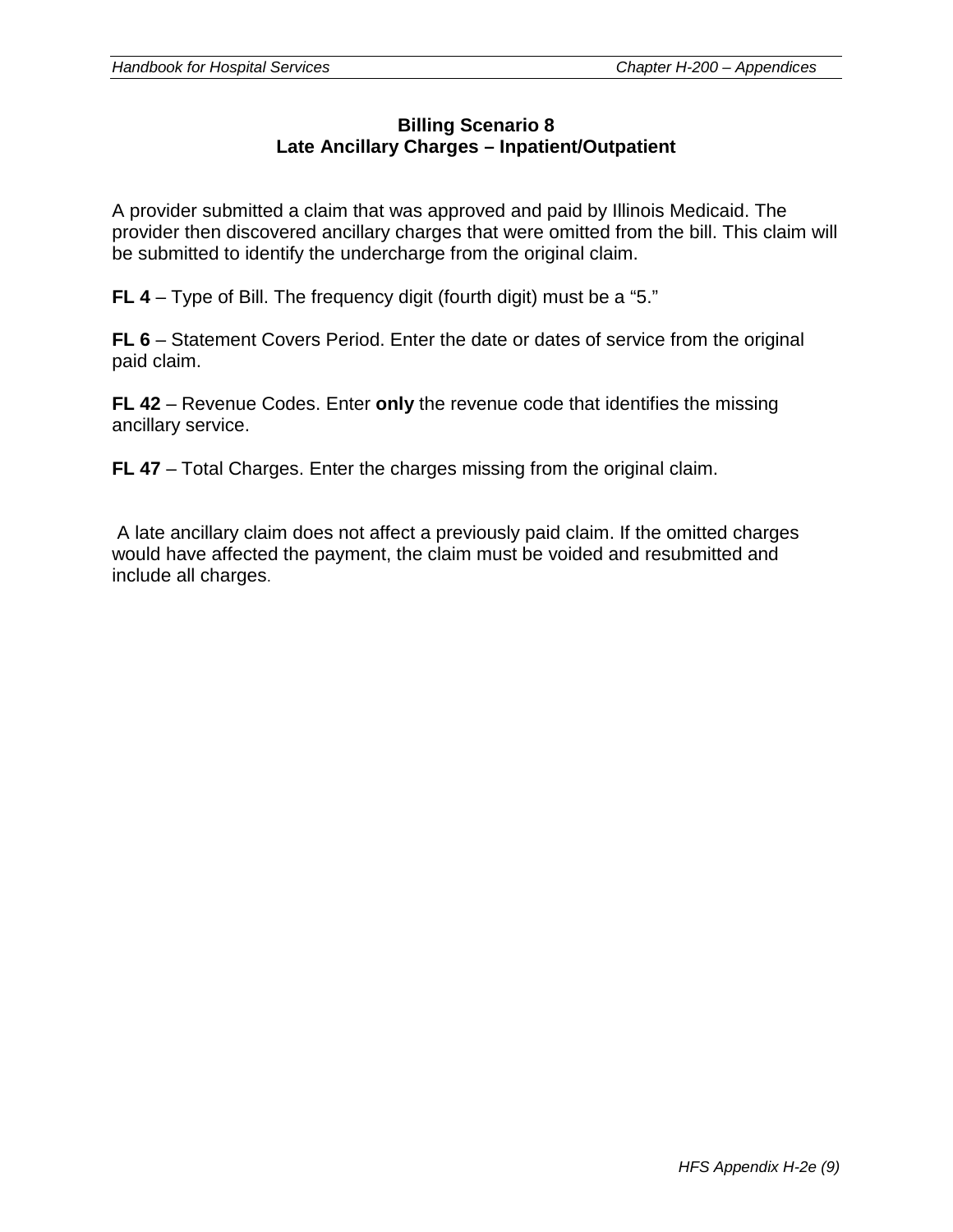## Billing Scenario 8
## Late Ancillary Charges – Inpatient/Outpatient

A provider submitted a claim that was approved and paid by Illinois Medicaid. The provider then discovered ancillary charges that were omitted from the bill. This claim will be submitted to identify the undercharge from the original claim.

**FL 4** – Type of Bill. The frequency digit (fourth digit) must be a "5."

**FL 6** – Statement Covers Period. Enter the date or dates of service from the original paid claim.

**FL 42** – Revenue Codes. Enter **only** the revenue code that identifies the missing ancillary service.

**FL 47** – Total Charges. Enter the charges missing from the original claim.

A late ancillary claim does not affect a previously paid claim. If the omitted charges would have affected the payment, the claim must be voided and resubmitted and include all charges.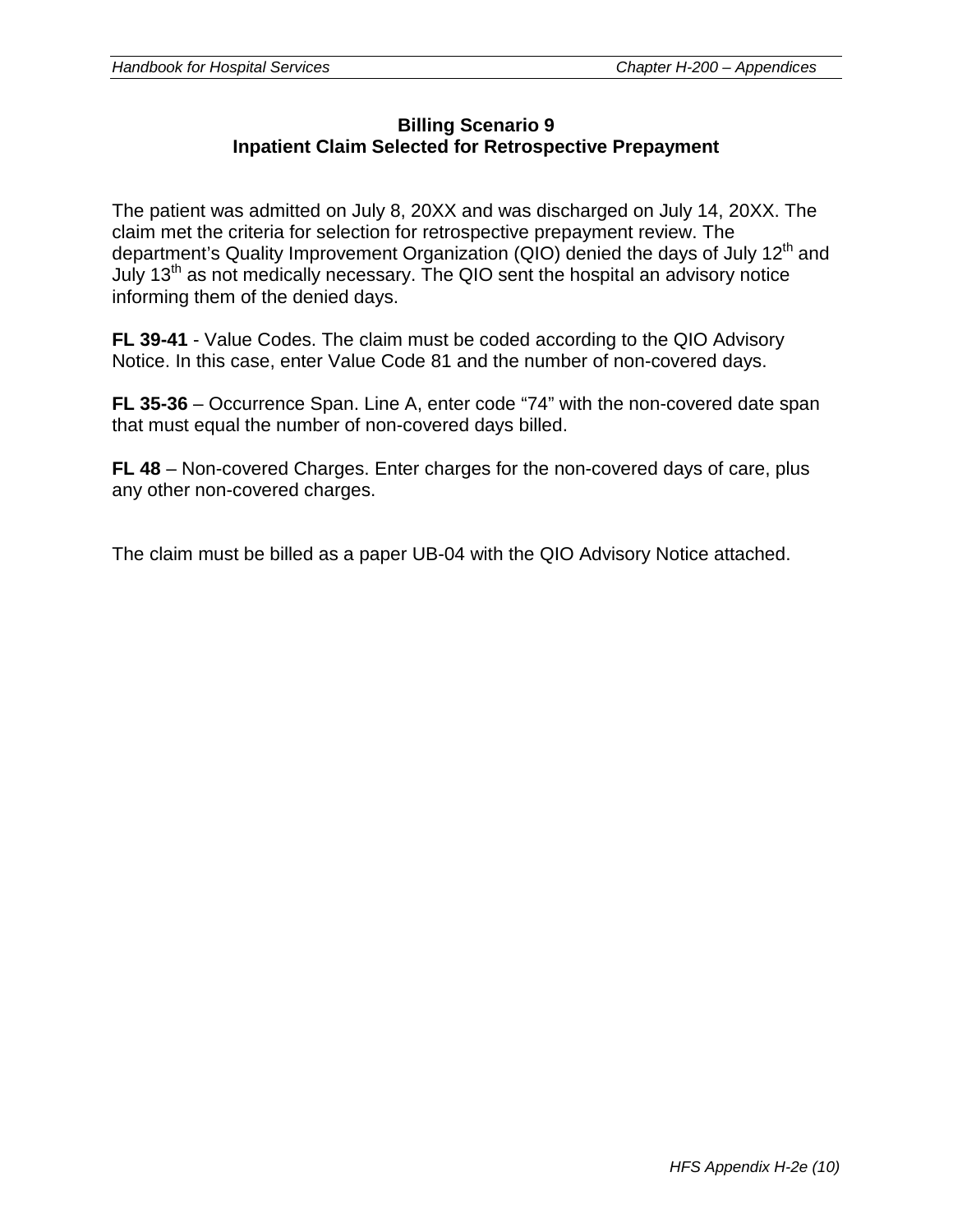## Billing Scenario 9
## Inpatient Claim Selected for Retrospective Prepayment

The patient was admitted on July 8, 20XX and was discharged on July 14, 20XX. The claim met the criteria for selection for retrospective prepayment review. The department's Quality Improvement Organization (QIO) denied the days of July 12th and July 13th as not medically necessary. The QIO sent the hospital an advisory notice informing them of the denied days.

**FL 39-41** - Value Codes. The claim must be coded according to the QIO Advisory Notice. In this case, enter Value Code 81 and the number of non-covered days.

**FL 35-36** – Occurrence Span. Line A, enter code "74" with the non-covered date span that must equal the number of non-covered days billed.

**FL 48** – Non-covered Charges. Enter charges for the non-covered days of care, plus any other non-covered charges.

The claim must be billed as a paper UB-04 with the QIO Advisory Notice attached.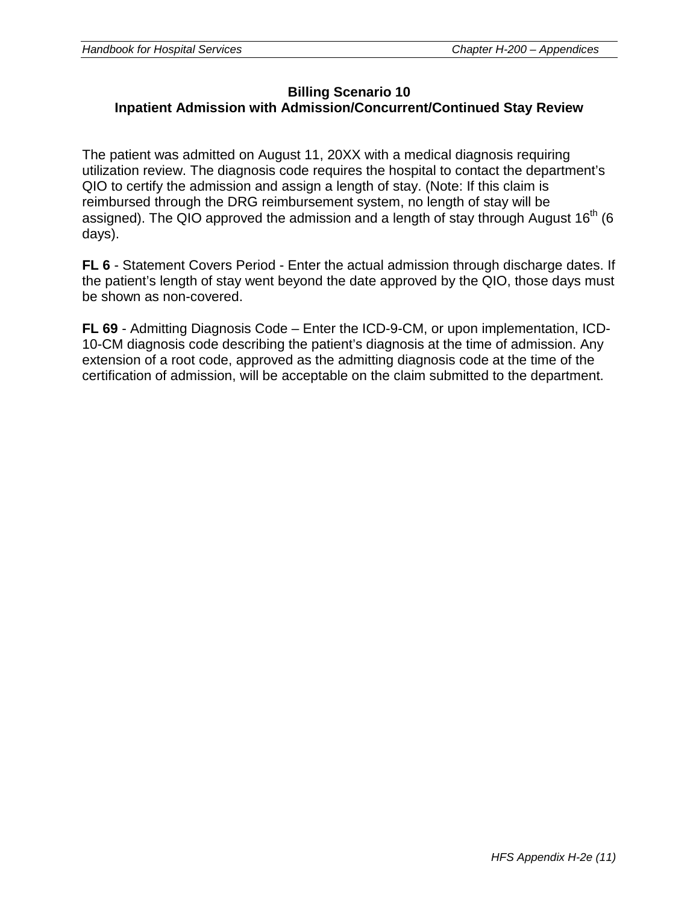## Billing Scenario 10
## Inpatient Admission with Admission/Concurrent/Continued Stay Review

The patient was admitted on August 11, 20XX with a medical diagnosis requiring utilization review. The diagnosis code requires the hospital to contact the department's QIO to certify the admission and assign a length of stay. (Note: If this claim is reimbursed through the DRG reimbursement system, no length of stay will be assigned). The QIO approved the admission and a length of stay through August 16th (6 days).

**FL 6** - Statement Covers Period - Enter the actual admission through discharge dates. If the patient's length of stay went beyond the date approved by the QIO, those days must be shown as non-covered.

**FL 69** - Admitting Diagnosis Code – Enter the ICD-9-CM, or upon implementation, ICD-10-CM diagnosis code describing the patient's diagnosis at the time of admission. Any extension of a root code, approved as the admitting diagnosis code at the time of the certification of admission, will be acceptable on the claim submitted to the department.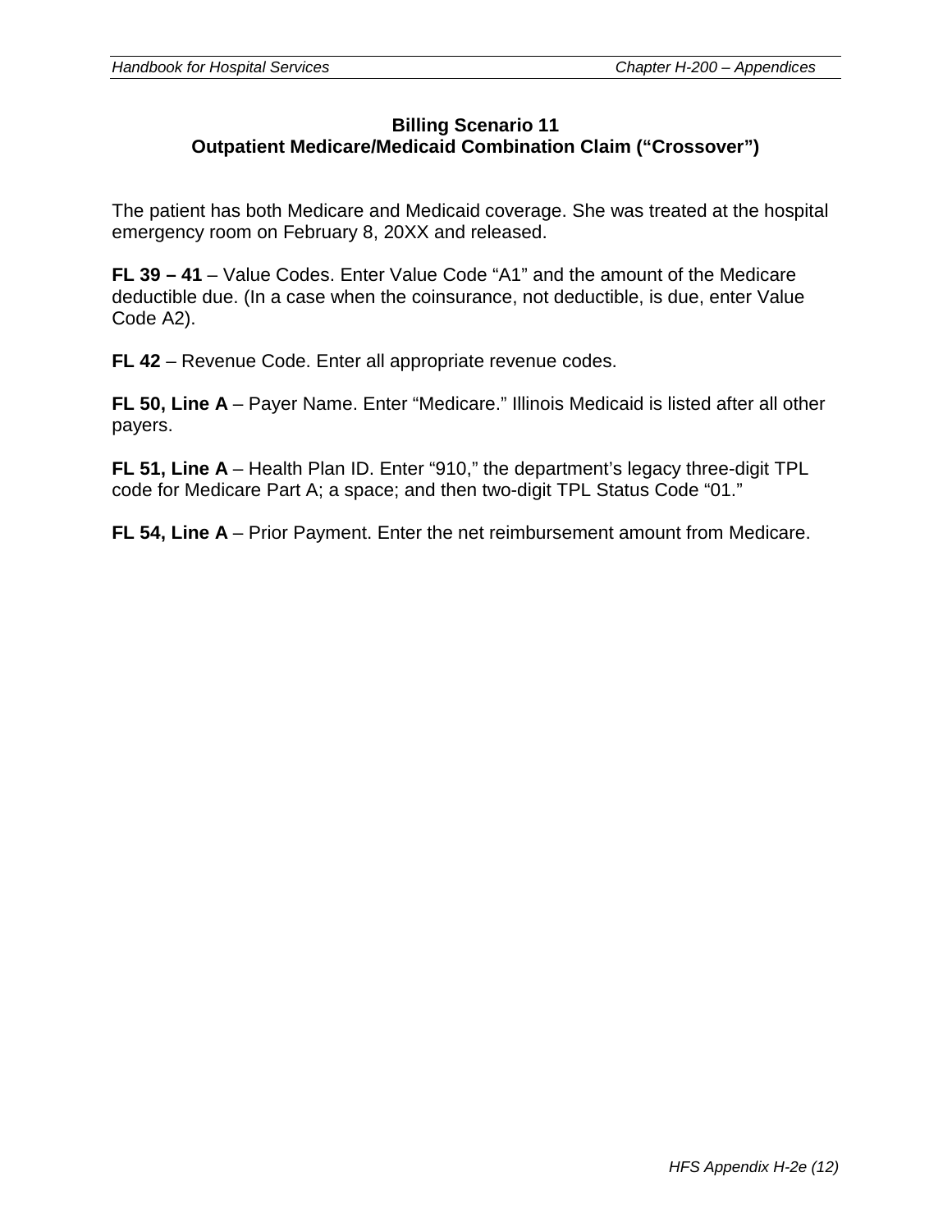## Billing Scenario 11
## Outpatient Medicare/Medicaid Combination Claim ("Crossover")

The patient has both Medicare and Medicaid coverage. She was treated at the hospital emergency room on February 8, 20XX and released.

**FL 39 – 41** – Value Codes. Enter Value Code "A1" and the amount of the Medicare deductible due. (In a case when the coinsurance, not deductible, is due, enter Value Code A2).

**FL 42** – Revenue Code. Enter all appropriate revenue codes.

**FL 50, Line A** – Payer Name. Enter "Medicare." Illinois Medicaid is listed after all other payers.

**FL 51, Line A** – Health Plan ID. Enter "910," the department's legacy three-digit TPL code for Medicare Part A; a space; and then two-digit TPL Status Code "01."

**FL 54, Line A** – Prior Payment. Enter the net reimbursement amount from Medicare.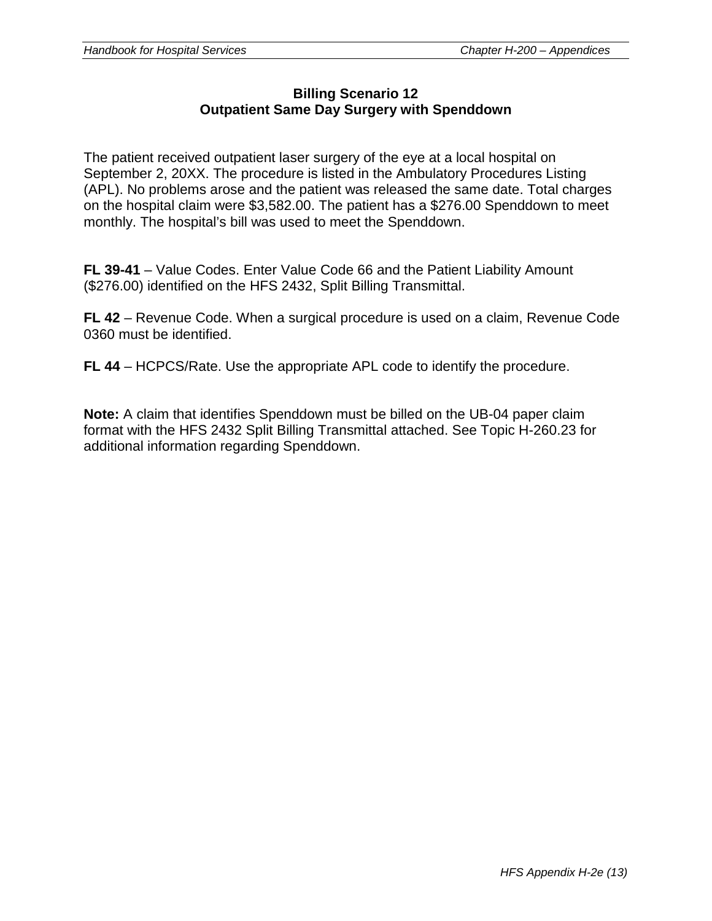## Billing Scenario 12
## Outpatient Same Day Surgery with Spenddown

The patient received outpatient laser surgery of the eye at a local hospital on September 2, 20XX. The procedure is listed in the Ambulatory Procedures Listing (APL). No problems arose and the patient was released the same date. Total charges on the hospital claim were $3,582.00. The patient has a $276.00 Spenddown to meet monthly. The hospital's bill was used to meet the Spenddown.

**FL 39-41** – Value Codes. Enter Value Code 66 and the Patient Liability Amount ($276.00) identified on the HFS 2432, Split Billing Transmittal.

**FL 42** – Revenue Code. When a surgical procedure is used on a claim, Revenue Code 0360 must be identified.

**FL 44** – HCPCS/Rate. Use the appropriate APL code to identify the procedure.

**Note:** A claim that identifies Spenddown must be billed on the UB-04 paper claim format with the HFS 2432 Split Billing Transmittal attached. See Topic H-260.23 for additional information regarding Spenddown.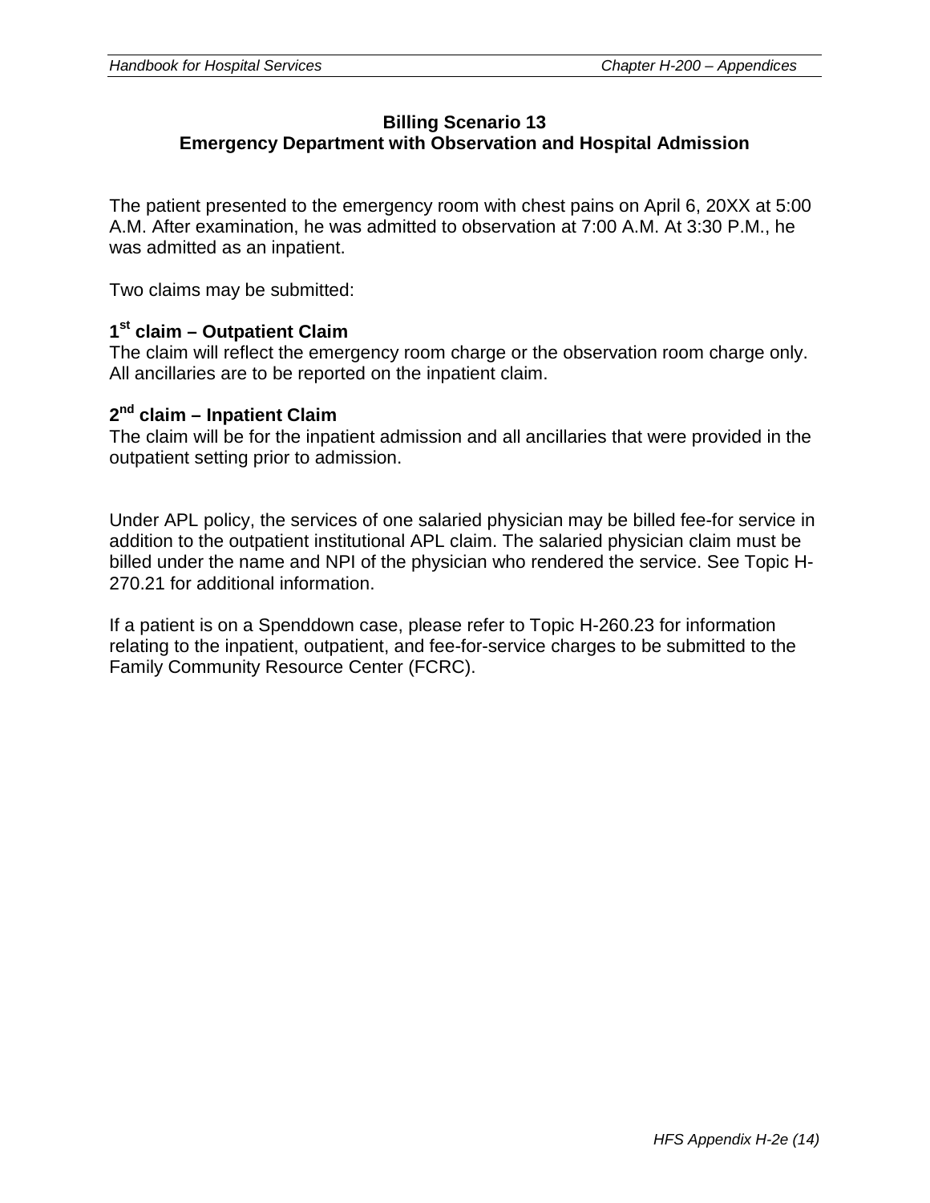## Billing Scenario 13
## Emergency Department with Observation and Hospital Admission

The patient presented to the emergency room with chest pains on April 6, 20XX at 5:00 A.M. After examination, he was admitted to observation at 7:00 A.M. At 3:30 P.M., he was admitted as an inpatient.

Two claims may be submitted:

### 1st claim – Outpatient Claim

The claim will reflect the emergency room charge or the observation room charge only. All ancillaries are to be reported on the inpatient claim.

### 2nd claim – Inpatient Claim

The claim will be for the inpatient admission and all ancillaries that were provided in the outpatient setting prior to admission.

Under APL policy, the services of one salaried physician may be billed fee-for service in addition to the outpatient institutional APL claim. The salaried physician claim must be billed under the name and NPI of the physician who rendered the service. See Topic H-270.21 for additional information.

If a patient is on a Spenddown case, please refer to Topic H-260.23 for information relating to the inpatient, outpatient, and fee-for-service charges to be submitted to the Family Community Resource Center (FCRC).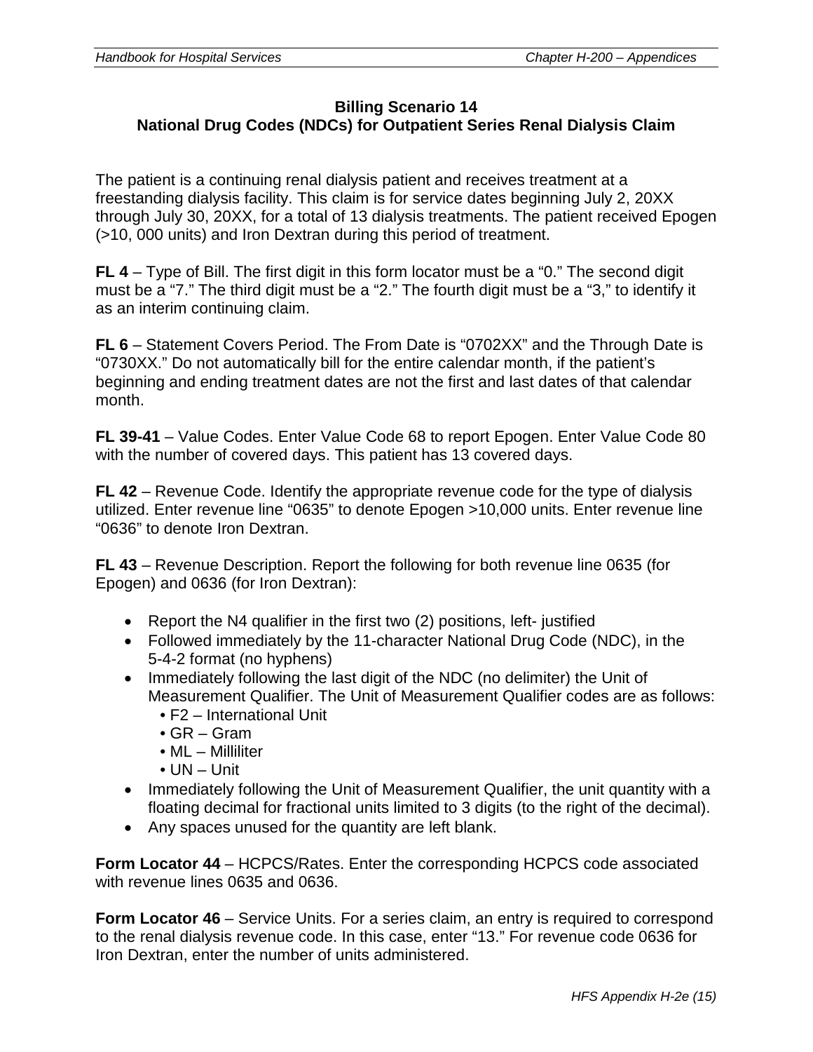**Billing Scenario 14**
**National Drug Codes (NDCs) for Outpatient Series Renal Dialysis Claim**

The patient is a continuing renal dialysis patient and receives treatment at a freestanding dialysis facility. This claim is for service dates beginning July 2, 20XX through July 30, 20XX, for a total of 13 dialysis treatments. The patient received Epogen (>10, 000 units) and Iron Dextran during this period of treatment.

**FL 4** – Type of Bill. The first digit in this form locator must be a "0." The second digit must be a "7." The third digit must be a "2." The fourth digit must be a "3," to identify it as an interim continuing claim.

**FL 6** – Statement Covers Period. The From Date is "0702XX" and the Through Date is "0730XX." Do not automatically bill for the entire calendar month, if the patient's beginning and ending treatment dates are not the first and last dates of that calendar month.

**FL 39-41** – Value Codes. Enter Value Code 68 to report Epogen. Enter Value Code 80 with the number of covered days. This patient has 13 covered days.

**FL 42** – Revenue Code. Identify the appropriate revenue code for the type of dialysis utilized. Enter revenue line "0635" to denote Epogen >10,000 units. Enter revenue line "0636" to denote Iron Dextran.

**FL 43** – Revenue Description. Report the following for both revenue line 0635 (for Epogen) and 0636 (for Iron Dextran):

- Report the N4 qualifier in the first two (2) positions, left- justified
- Followed immediately by the 11-character National Drug Code (NDC), in the 5-4-2 format (no hyphens)
- Immediately following the last digit of the NDC (no delimiter) the Unit of Measurement Qualifier. The Unit of Measurement Qualifier codes are as follows:
  - F2 – International Unit
  - GR – Gram
  - ML – Milliliter
  - UN – Unit
- Immediately following the Unit of Measurement Qualifier, the unit quantity with a floating decimal for fractional units limited to 3 digits (to the right of the decimal).
- Any spaces unused for the quantity are left blank.

**Form Locator 44** – HCPCS/Rates. Enter the corresponding HCPCS code associated with revenue lines 0635 and 0636.

**Form Locator 46** – Service Units. For a series claim, an entry is required to correspond to the renal dialysis revenue code. In this case, enter "13." For revenue code 0636 for Iron Dextran, enter the number of units administered.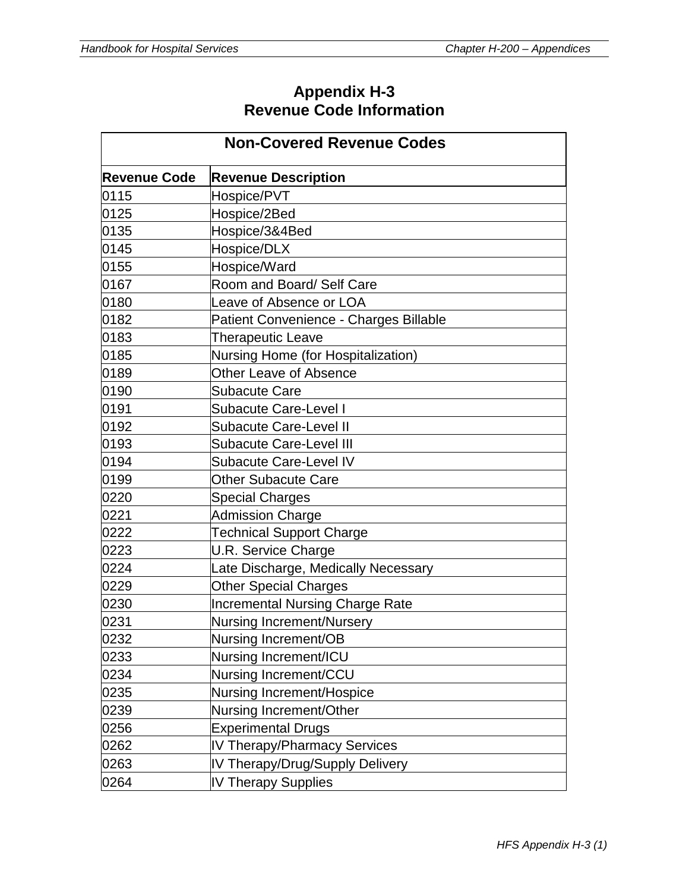# Appendix H-3
# Revenue Code Information

| Non-Covered Revenue Codes | |
|---|---|
| **Revenue Code** | **Revenue Description** |
| 0115 | Hospice/PVT |
| 0125 | Hospice/2Bed |
| 0135 | Hospice/3&4Bed |
| 0145 | Hospice/DLX |
| 0155 | Hospice/Ward |
| 0167 | Room and Board/ Self Care |
| 0180 | Leave of Absence or LOA |
| 0182 | Patient Convenience - Charges Billable |
| 0183 | Therapeutic Leave |
| 0185 | Nursing Home (for Hospitalization) |
| 0189 | Other Leave of Absence |
| 0190 | Subacute Care |
| 0191 | Subacute Care-Level I |
| 0192 | Subacute Care-Level II |
| 0193 | Subacute Care-Level III |
| 0194 | Subacute Care-Level IV |
| 0199 | Other Subacute Care |
| 0220 | Special Charges |
| 0221 | Admission Charge |
| 0222 | Technical Support Charge |
| 0223 | U.R. Service Charge |
| 0224 | Late Discharge, Medically Necessary |
| 0229 | Other Special Charges |
| 0230 | Incremental Nursing Charge Rate |
| 0231 | Nursing Increment/Nursery |
| 0232 | Nursing Increment/OB |
| 0233 | Nursing Increment/ICU |
| 0234 | Nursing Increment/CCU |
| 0235 | Nursing Increment/Hospice |
| 0239 | Nursing Increment/Other |
| 0256 | Experimental Drugs |
| 0262 | IV Therapy/Pharmacy Services |
| 0263 | IV Therapy/Drug/Supply Delivery |
| 0264 | IV Therapy Supplies |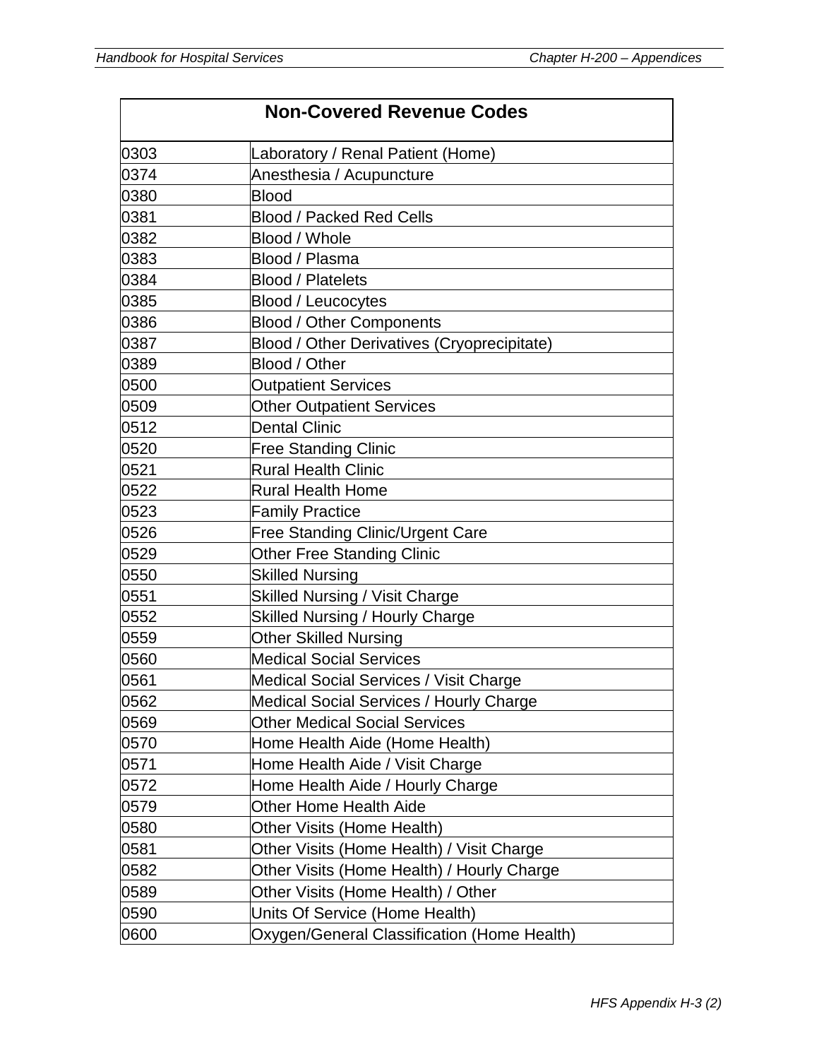| Non-Covered Revenue Codes | |
|---|---|
| 0303 | Laboratory / Renal Patient (Home) |
| 0374 | Anesthesia / Acupuncture |
| 0380 | Blood |
| 0381 | Blood / Packed Red Cells |
| 0382 | Blood / Whole |
| 0383 | Blood / Plasma |
| 0384 | Blood / Platelets |
| 0385 | Blood / Leucocytes |
| 0386 | Blood / Other Components |
| 0387 | Blood / Other Derivatives (Cryoprecipitate) |
| 0389 | Blood / Other |
| 0500 | Outpatient Services |
| 0509 | Other Outpatient Services |
| 0512 | Dental Clinic |
| 0520 | Free Standing Clinic |
| 0521 | Rural Health Clinic |
| 0522 | Rural Health Home |
| 0523 | Family Practice |
| 0526 | Free Standing Clinic/Urgent Care |
| 0529 | Other Free Standing Clinic |
| 0550 | Skilled Nursing |
| 0551 | Skilled Nursing / Visit Charge |
| 0552 | Skilled Nursing / Hourly Charge |
| 0559 | Other Skilled Nursing |
| 0560 | Medical Social Services |
| 0561 | Medical Social Services / Visit Charge |
| 0562 | Medical Social Services / Hourly Charge |
| 0569 | Other Medical Social Services |
| 0570 | Home Health Aide (Home Health) |
| 0571 | Home Health Aide / Visit Charge |
| 0572 | Home Health Aide / Hourly Charge |
| 0579 | Other Home Health Aide |
| 0580 | Other Visits (Home Health) |
| 0581 | Other Visits (Home Health) / Visit Charge |
| 0582 | Other Visits (Home Health) / Hourly Charge |
| 0589 | Other Visits (Home Health) / Other |
| 0590 | Units Of Service (Home Health) |
| 0600 | Oxygen/General Classification (Home Health) |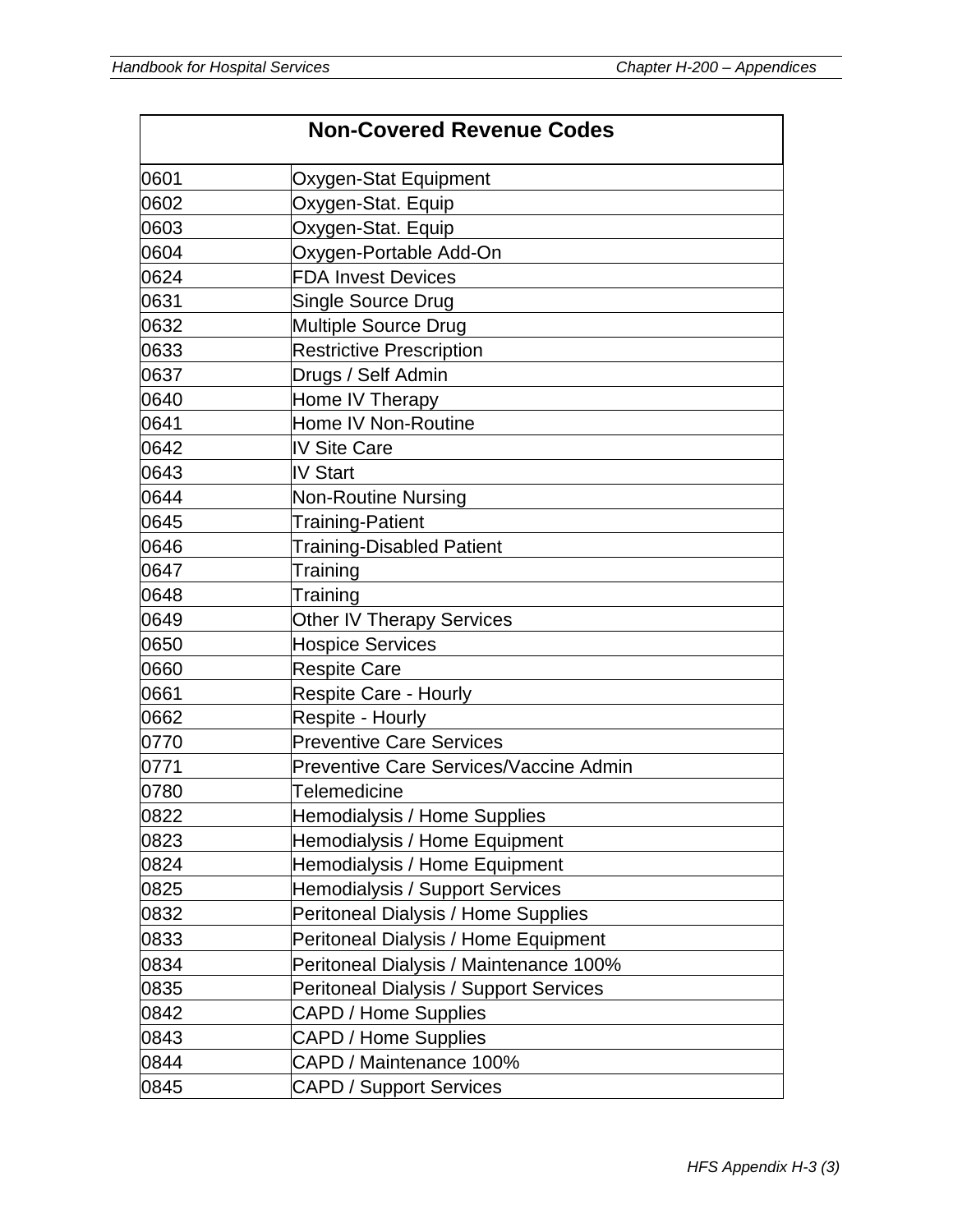| Non-Covered Revenue Codes | |
|---|---|
| 0601 | Oxygen-Stat Equipment |
| 0602 | Oxygen-Stat. Equip |
| 0603 | Oxygen-Stat. Equip |
| 0604 | Oxygen-Portable Add-On |
| 0624 | FDA Invest Devices |
| 0631 | Single Source Drug |
| 0632 | Multiple Source Drug |
| 0633 | Restrictive Prescription |
| 0637 | Drugs / Self Admin |
| 0640 | Home IV Therapy |
| 0641 | Home IV Non-Routine |
| 0642 | IV Site Care |
| 0643 | IV Start |
| 0644 | Non-Routine Nursing |
| 0645 | Training-Patient |
| 0646 | Training-Disabled Patient |
| 0647 | Training |
| 0648 | Training |
| 0649 | Other IV Therapy Services |
| 0650 | Hospice Services |
| 0660 | Respite Care |
| 0661 | Respite Care - Hourly |
| 0662 | Respite - Hourly |
| 0770 | Preventive Care Services |
| 0771 | Preventive Care Services/Vaccine Admin |
| 0780 | Telemedicine |
| 0822 | Hemodialysis / Home Supplies |
| 0823 | Hemodialysis / Home Equipment |
| 0824 | Hemodialysis / Home Equipment |
| 0825 | Hemodialysis / Support Services |
| 0832 | Peritoneal Dialysis / Home Supplies |
| 0833 | Peritoneal Dialysis / Home Equipment |
| 0834 | Peritoneal Dialysis / Maintenance 100% |
| 0835 | Peritoneal Dialysis / Support Services |
| 0842 | CAPD / Home Supplies |
| 0843 | CAPD / Home Supplies |
| 0844 | CAPD / Maintenance 100% |
| 0845 | CAPD / Support Services |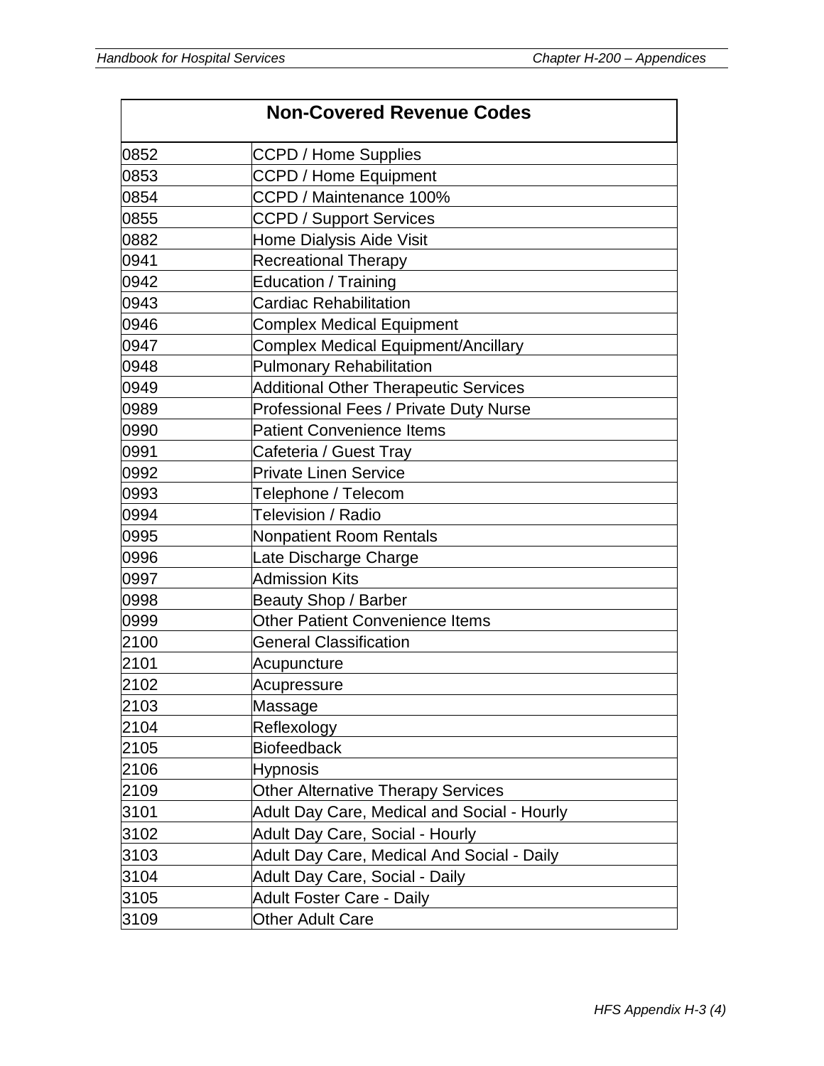| Non-Covered Revenue Codes | |
|---|---|
| 0852 | CCPD / Home Supplies |
| 0853 | CCPD / Home Equipment |
| 0854 | CCPD / Maintenance 100% |
| 0855 | CCPD / Support Services |
| 0882 | Home Dialysis Aide Visit |
| 0941 | Recreational Therapy |
| 0942 | Education / Training |
| 0943 | Cardiac Rehabilitation |
| 0946 | Complex Medical Equipment |
| 0947 | Complex Medical Equipment/Ancillary |
| 0948 | Pulmonary Rehabilitation |
| 0949 | Additional Other Therapeutic Services |
| 0989 | Professional Fees / Private Duty Nurse |
| 0990 | Patient Convenience Items |
| 0991 | Cafeteria / Guest Tray |
| 0992 | Private Linen Service |
| 0993 | Telephone / Telecom |
| 0994 | Television / Radio |
| 0995 | Nonpatient Room Rentals |
| 0996 | Late Discharge Charge |
| 0997 | Admission Kits |
| 0998 | Beauty Shop / Barber |
| 0999 | Other Patient Convenience Items |
| 2100 | General Classification |
| 2101 | Acupuncture |
| 2102 | Acupressure |
| 2103 | Massage |
| 2104 | Reflexology |
| 2105 | Biofeedback |
| 2106 | Hypnosis |
| 2109 | Other Alternative Therapy Services |
| 3101 | Adult Day Care, Medical and Social - Hourly |
| 3102 | Adult Day Care, Social - Hourly |
| 3103 | Adult Day Care, Medical And Social - Daily |
| 3104 | Adult Day Care, Social - Daily |
| 3105 | Adult Foster Care - Daily |
| 3109 | Other Adult Care |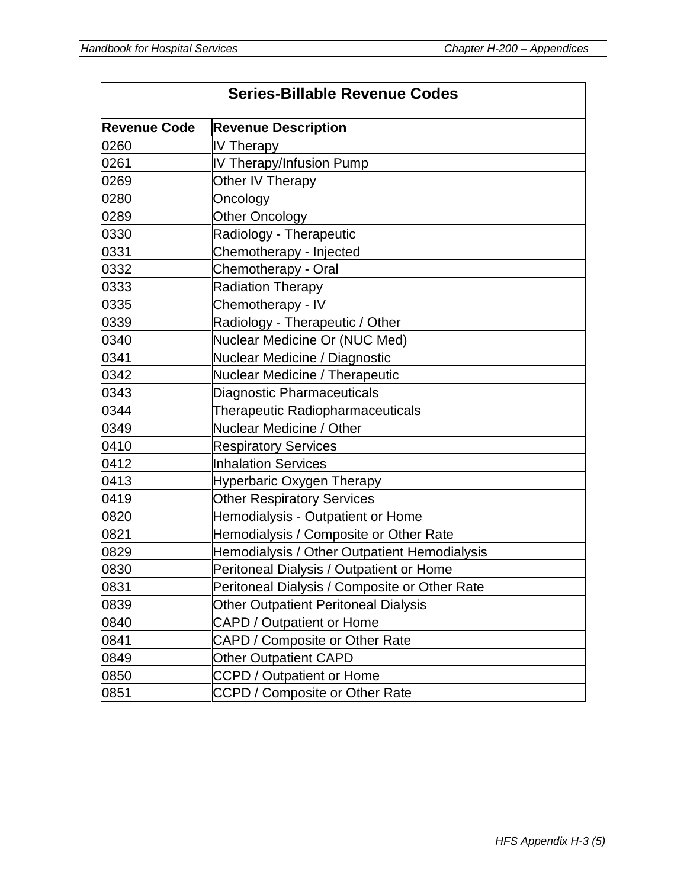| Series-Billable Revenue Codes | |
|---|---|
| **Revenue Code** | **Revenue Description** |
| 0260 | IV Therapy |
| 0261 | IV Therapy/Infusion Pump |
| 0269 | Other IV Therapy |
| 0280 | Oncology |
| 0289 | Other Oncology |
| 0330 | Radiology - Therapeutic |
| 0331 | Chemotherapy - Injected |
| 0332 | Chemotherapy - Oral |
| 0333 | Radiation Therapy |
| 0335 | Chemotherapy - IV |
| 0339 | Radiology - Therapeutic / Other |
| 0340 | Nuclear Medicine Or (NUC Med) |
| 0341 | Nuclear Medicine / Diagnostic |
| 0342 | Nuclear Medicine / Therapeutic |
| 0343 | Diagnostic Pharmaceuticals |
| 0344 | Therapeutic Radiopharmaceuticals |
| 0349 | Nuclear Medicine / Other |
| 0410 | Respiratory Services |
| 0412 | Inhalation Services |
| 0413 | Hyperbaric Oxygen Therapy |
| 0419 | Other Respiratory Services |
| 0820 | Hemodialysis - Outpatient or Home |
| 0821 | Hemodialysis / Composite or Other Rate |
| 0829 | Hemodialysis / Other Outpatient Hemodialysis |
| 0830 | Peritoneal Dialysis / Outpatient or Home |
| 0831 | Peritoneal Dialysis / Composite or Other Rate |
| 0839 | Other Outpatient Peritoneal Dialysis |
| 0840 | CAPD / Outpatient or Home |
| 0841 | CAPD / Composite or Other Rate |
| 0849 | Other Outpatient CAPD |
| 0850 | CCPD / Outpatient or Home |
| 0851 | CCPD / Composite or Other Rate |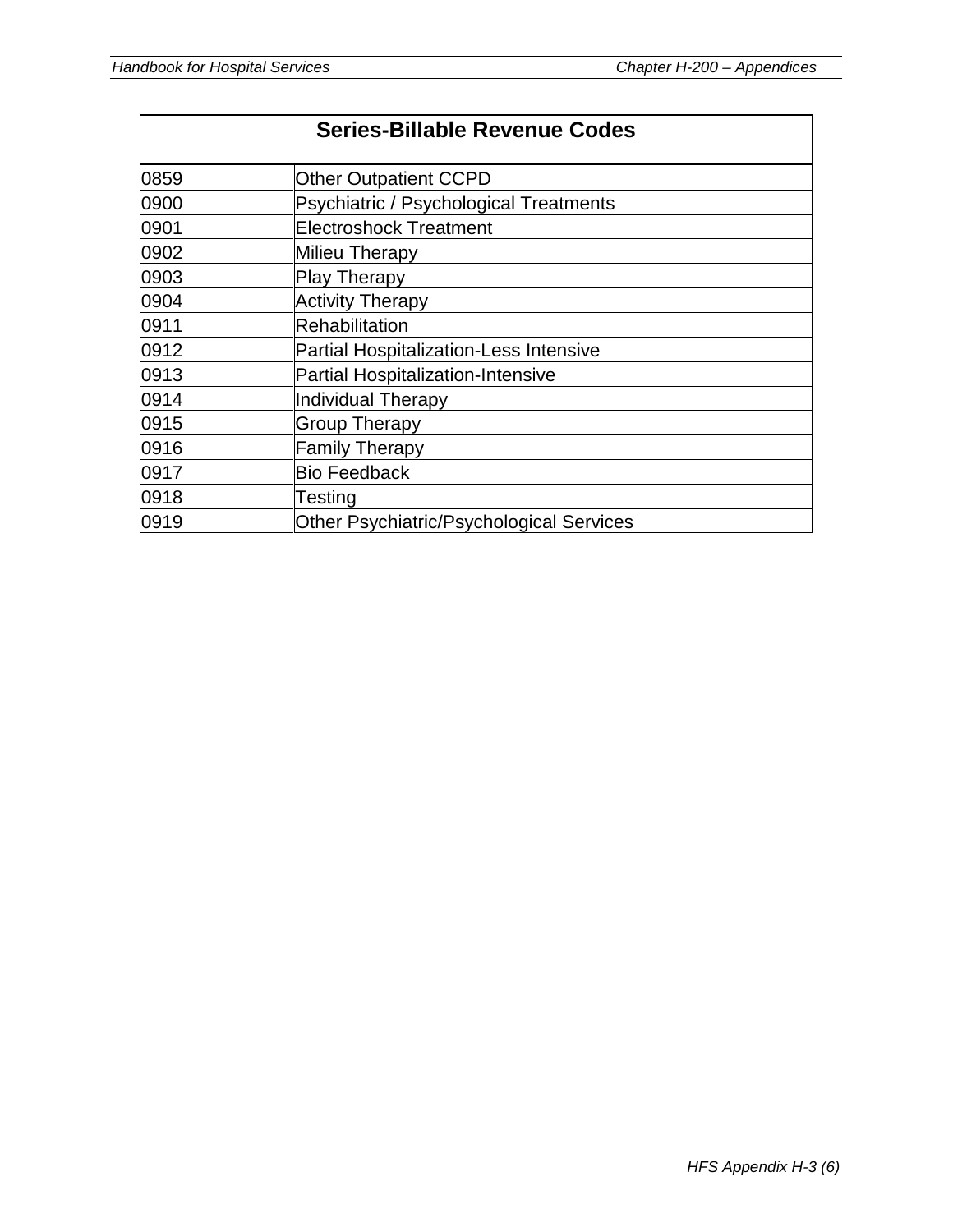| Series-Billable Revenue Codes | |
|---|---|
| 0859 | Other Outpatient CCPD |
| 0900 | Psychiatric / Psychological Treatments |
| 0901 | Electroshock Treatment |
| 0902 | Milieu Therapy |
| 0903 | Play Therapy |
| 0904 | Activity Therapy |
| 0911 | Rehabilitation |
| 0912 | Partial Hospitalization-Less Intensive |
| 0913 | Partial Hospitalization-Intensive |
| 0914 | Individual Therapy |
| 0915 | Group Therapy |
| 0916 | Family Therapy |
| 0917 | Bio Feedback |
| 0918 | Testing |
| 0919 | Other Psychiatric/Psychological Services |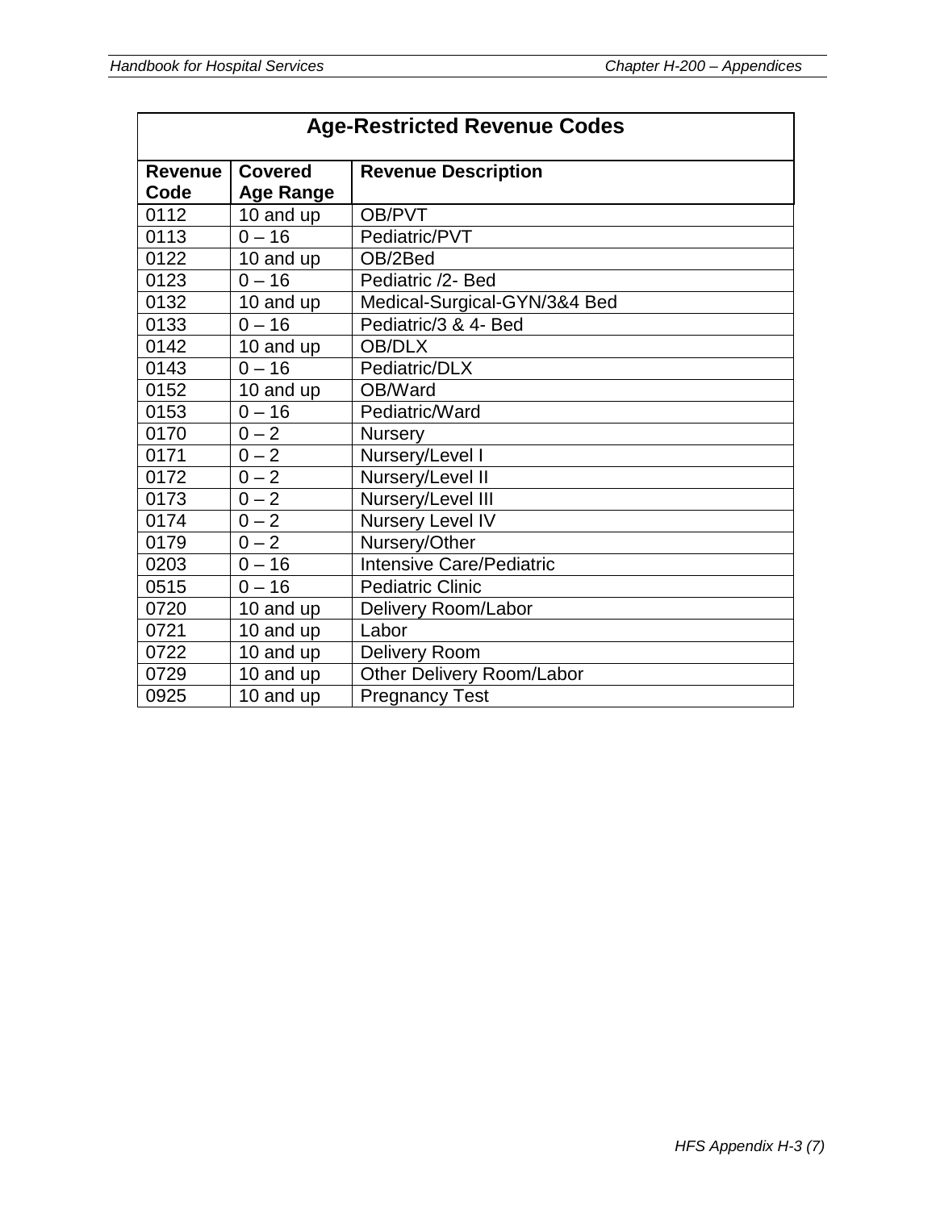| Age-Restricted Revenue Codes | | |
|---|---|---|
| **Revenue Code** | **Covered Age Range** | **Revenue Description** |
| 0112 | 10 and up | OB/PVT |
| 0113 | 0 – 16 | Pediatric/PVT |
| 0122 | 10 and up | OB/2Bed |
| 0123 | 0 – 16 | Pediatric /2- Bed |
| 0132 | 10 and up | Medical-Surgical-GYN/3&4 Bed |
| 0133 | 0 – 16 | Pediatric/3 & 4- Bed |
| 0142 | 10 and up | OB/DLX |
| 0143 | 0 – 16 | Pediatric/DLX |
| 0152 | 10 and up | OB/Ward |
| 0153 | 0 – 16 | Pediatric/Ward |
| 0170 | 0 – 2 | Nursery |
| 0171 | 0 – 2 | Nursery/Level I |
| 0172 | 0 – 2 | Nursery/Level II |
| 0173 | 0 – 2 | Nursery/Level III |
| 0174 | 0 – 2 | Nursery Level IV |
| 0179 | 0 – 2 | Nursery/Other |
| 0203 | 0 – 16 | Intensive Care/Pediatric |
| 0515 | 0 – 16 | Pediatric Clinic |
| 0720 | 10 and up | Delivery Room/Labor |
| 0721 | 10 and up | Labor |
| 0722 | 10 and up | Delivery Room |
| 0729 | 10 and up | Other Delivery Room/Labor |
| 0925 | 10 and up | Pregnancy Test |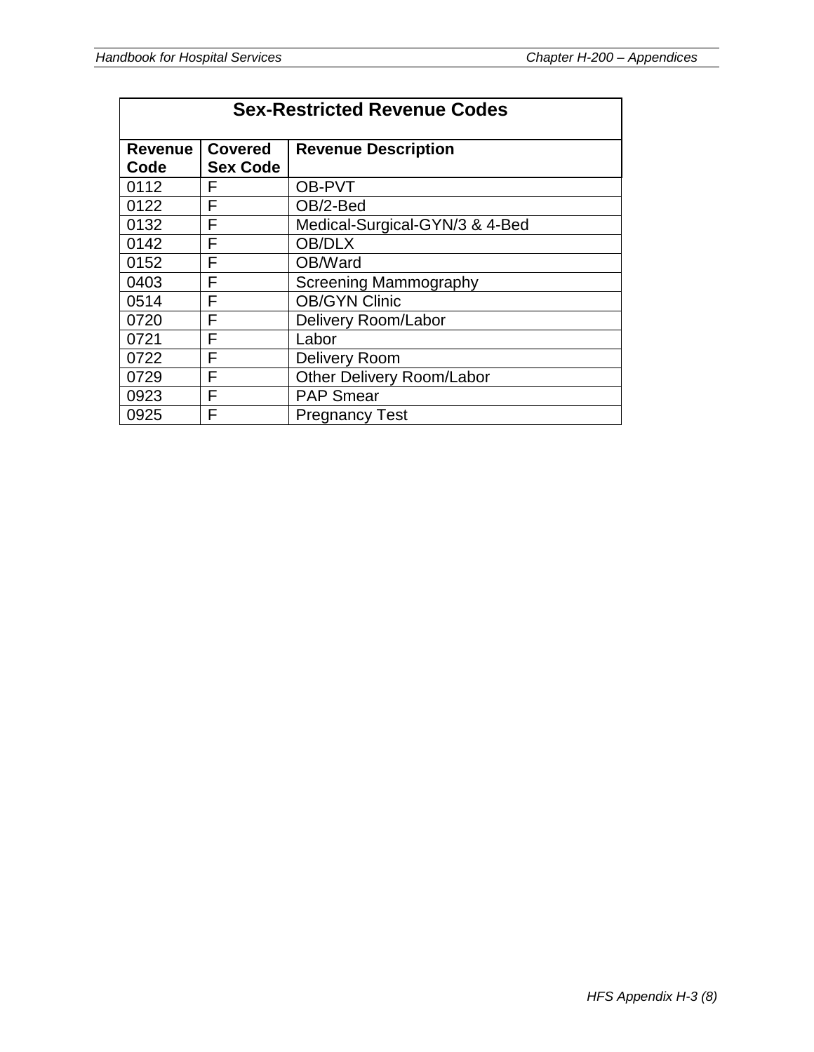| Sex-Restricted Revenue Codes | | |
|---|---|---|
| **Revenue Code** | **Covered Sex Code** | **Revenue Description** |
| 0112 | F | OB-PVT |
| 0122 | F | OB/2-Bed |
| 0132 | F | Medical-Surgical-GYN/3 & 4-Bed |
| 0142 | F | OB/DLX |
| 0152 | F | OB/Ward |
| 0403 | F | Screening Mammography |
| 0514 | F | OB/GYN Clinic |
| 0720 | F | Delivery Room/Labor |
| 0721 | F | Labor |
| 0722 | F | Delivery Room |
| 0729 | F | Other Delivery Room/Labor |
| 0923 | F | PAP Smear |
| 0925 | F | Pregnancy Test |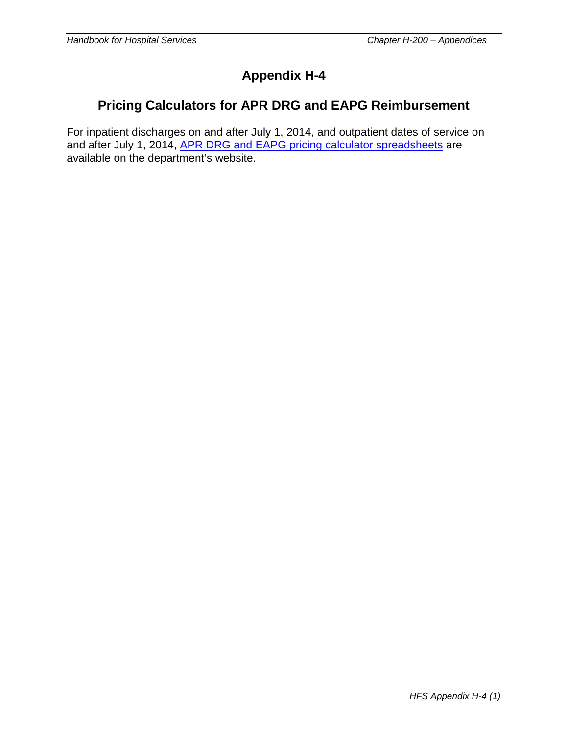# Appendix H-4

## Pricing Calculators for APR DRG and EAPG Reimbursement

For inpatient discharges on and after July 1, 2014, and outpatient dates of service on and after July 1, 2014, APR DRG and EAPG pricing calculator spreadsheets are available on the department's website.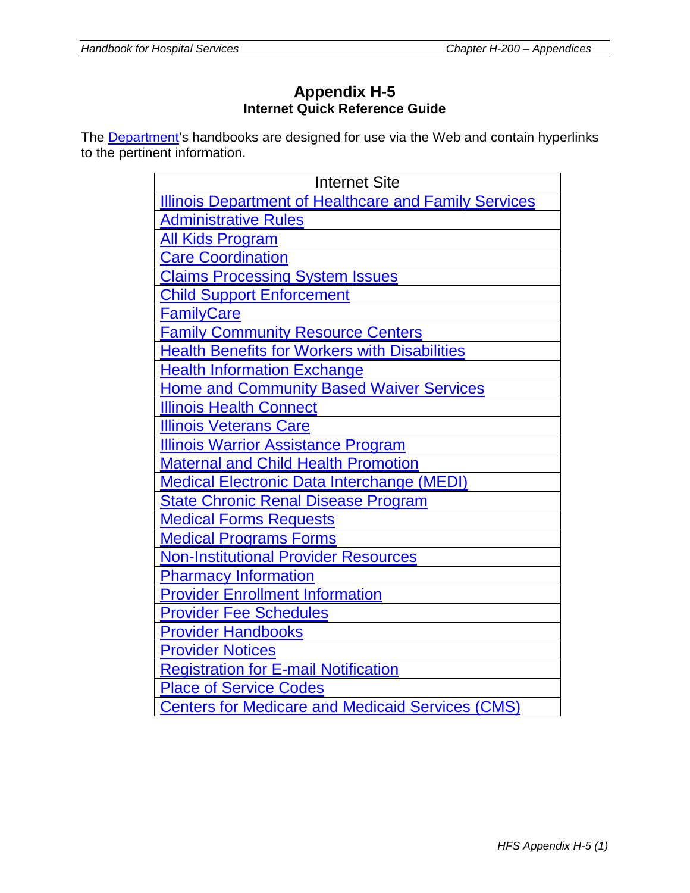# Appendix H-5

## Internet Quick Reference Guide

The Department's handbooks are designed for use via the Web and contain hyperlinks to the pertinent information.

| Internet Site |
|---|
| Illinois Department of Healthcare and Family Services |
| Administrative Rules |
| All Kids Program |
| Care Coordination |
| Claims Processing System Issues |
| Child Support Enforcement |
| FamilyCare |
| Family Community Resource Centers |
| Health Benefits for Workers with Disabilities |
| Health Information Exchange |
| Home and Community Based Waiver Services |
| Illinois Health Connect |
| Illinois Veterans Care |
| Illinois Warrior Assistance Program |
| Maternal and Child Health Promotion |
| Medical Electronic Data Interchange (MEDI) |
| State Chronic Renal Disease Program |
| Medical Forms Requests |
| Medical Programs Forms |
| Non-Institutional Provider Resources |
| Pharmacy Information |
| Provider Enrollment Information |
| Provider Fee Schedules |
| Provider Handbooks |
| Provider Notices |
| Registration for E-mail Notification |
| Place of Service Codes |
| Centers for Medicare and Medicaid Services (CMS) |